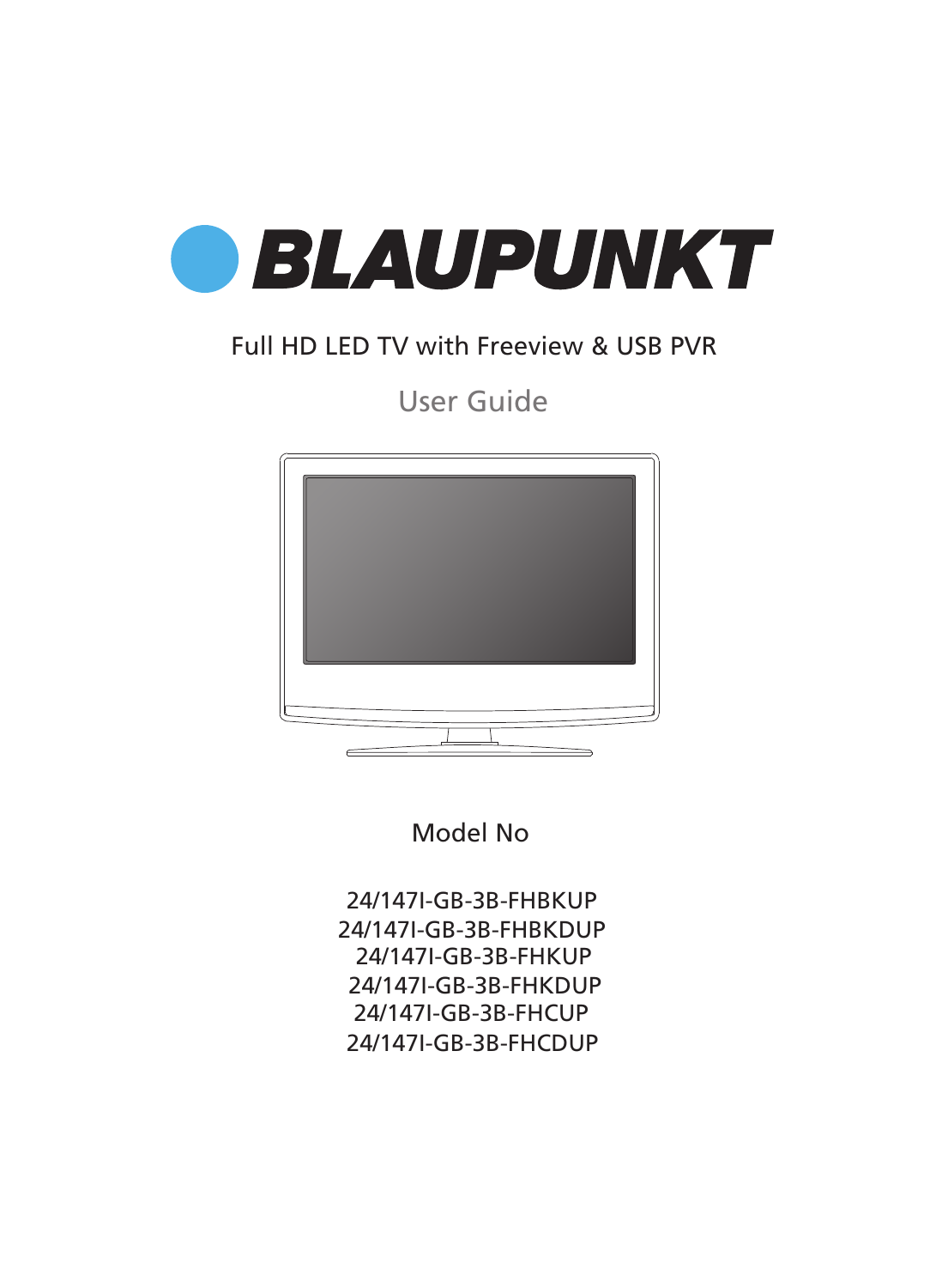# BLAUPUNKT

Full HD LED TV with Freeview & USB PVR

## User Guide

Model No

24/147I-GB-3B-FHBKUP
24/147I-GB-3B-FHBKDUP
24/147I-GB-3B-FHKUP
24/147I-GB-3B-FHKDUP
24/147I-GB-3B-FHCUP
24/147I-GB-3B-FHCDUP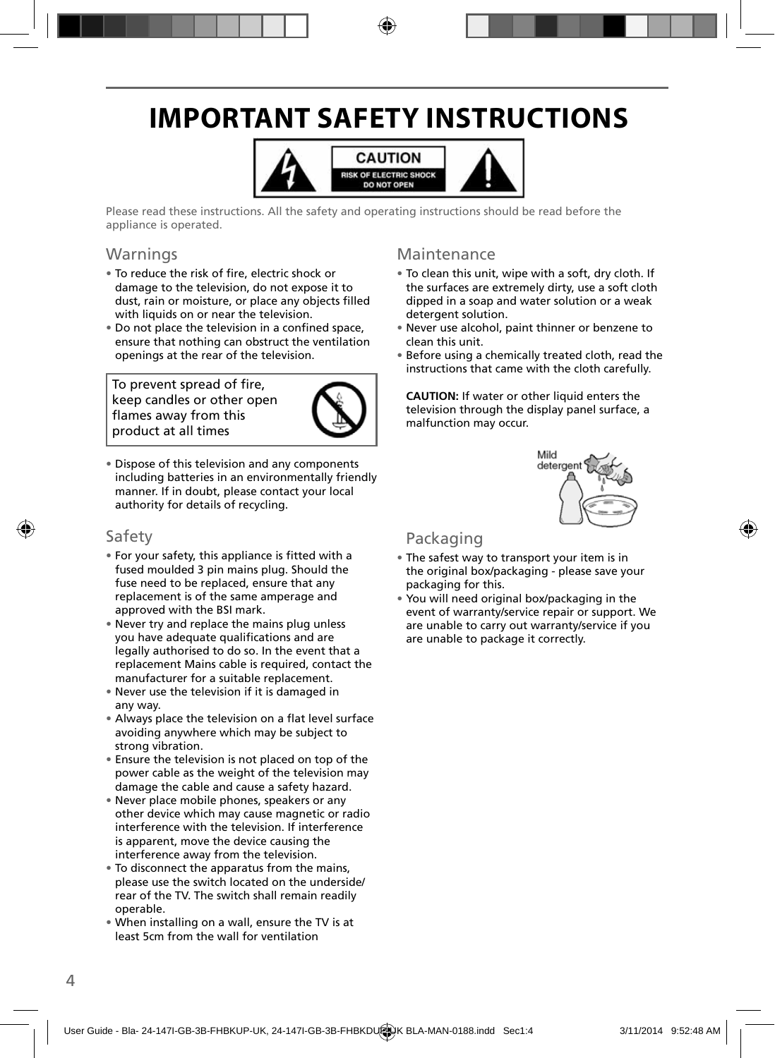# IMPORTANT SAFETY INSTRUCTIONS

CAUTION

RISK OF ELECTRIC SHOCK
DO NOT OPEN

Please read these instructions. All the safety and operating instructions should be read before the appliance is operated.

## Warnings

- To reduce the risk of fire, electric shock or damage to the television, do not expose it to dust, rain or moisture, or place any objects filled with liquids on or near the television.
- Do not place the television in a confined space, ensure that nothing can obstruct the ventilation openings at the rear of the television.

To prevent spread of fire, keep candles or other open flames away from this product at all times

- Dispose of this television and any components including batteries in an environmentally friendly manner. If in doubt, please contact your local authority for details of recycling.

## Safety

- For your safety, this appliance is fitted with a fused moulded 3 pin mains plug. Should the fuse need to be replaced, ensure that any replacement is of the same amperage and approved with the BSI mark.
- Never try and replace the mains plug unless you have adequate qualifications and are legally authorised to do so. In the event that a replacement Mains cable is required, contact the manufacturer for a suitable replacement.
- Never use the television if it is damaged in any way.
- Always place the television on a flat level surface avoiding anywhere which may be subject to strong vibration.
- Ensure the television is not placed on top of the power cable as the weight of the television may damage the cable and cause a safety hazard.
- Never place mobile phones, speakers or any other device which may cause magnetic or radio interference with the television. If interference is apparent, move the device causing the interference away from the television.
- To disconnect the apparatus from the mains, please use the switch located on the underside/ rear of the TV. The switch shall remain readily operable.
- When installing on a wall, ensure the TV is at least 5cm from the wall for ventilation

## Maintenance

- To clean this unit, wipe with a soft, dry cloth. If the surfaces are extremely dirty, use a soft cloth dipped in a soap and water solution or a weak detergent solution.
- Never use alcohol, paint thinner or benzene to clean this unit.
- Before using a chemically treated cloth, read the instructions that came with the cloth carefully.

**CAUTION:** If water or other liquid enters the television through the display panel surface, a malfunction may occur.

Mild detergent

## Packaging

- The safest way to transport your item is in the original box/packaging - please save your packaging for this.
- You will need original box/packaging in the event of warranty/service repair or support. We are unable to carry out warranty/service if you are unable to package it correctly.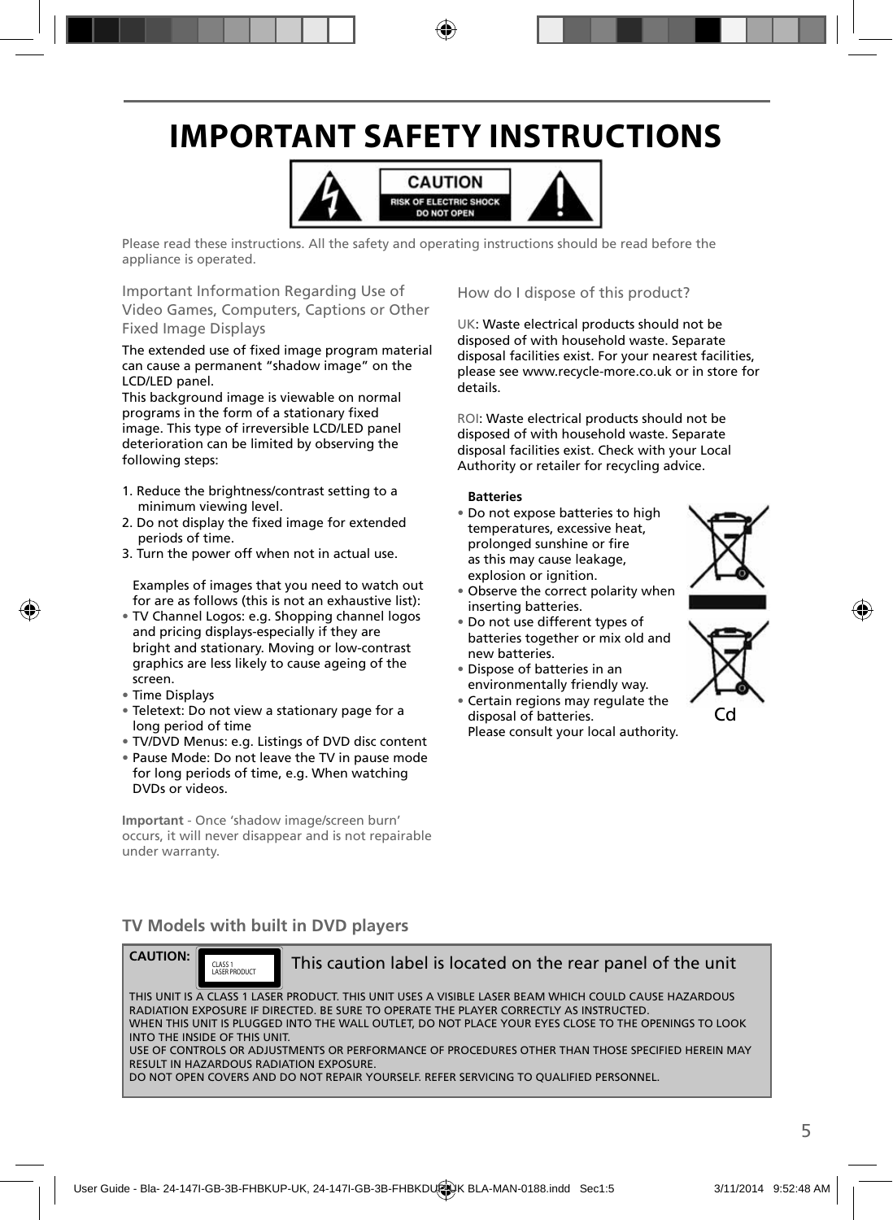# IMPORTANT SAFETY INSTRUCTIONS

CAUTION
RISK OF ELECTRIC SHOCK
DO NOT OPEN

Please read these instructions. All the safety and operating instructions should be read before the appliance is operated.

### Important Information Regarding Use of Video Games, Computers, Captions or Other Fixed Image Displays

The extended use of fixed image program material can cause a permanent "shadow image" on the LCD/LED panel.
This background image is viewable on normal programs in the form of a stationary fixed image. This type of irreversible LCD/LED panel deterioration can be limited by observing the following steps:

1. Reduce the brightness/contrast setting to a minimum viewing level.
2. Do not display the fixed image for extended periods of time.
3. Turn the power off when not in actual use.

Examples of images that you need to watch out for are as follows (this is not an exhaustive list):

- TV Channel Logos: e.g. Shopping channel logos and pricing displays-especially if they are bright and stationary. Moving or low-contrast graphics are less likely to cause ageing of the screen.
- Time Displays
- Teletext: Do not view a stationary page for a long period of time
- TV/DVD Menus: e.g. Listings of DVD disc content
- Pause Mode: Do not leave the TV in pause mode for long periods of time, e.g. When watching DVDs or videos.

**Important** - Once 'shadow image/screen burn' occurs, it will never disappear and is not repairable under warranty.

### How do I dispose of this product?

UK: Waste electrical products should not be disposed of with household waste. Separate disposal facilities exist. For your nearest facilities, please see www.recycle-more.co.uk or in store for details.

ROI: Waste electrical products should not be disposed of with household waste. Separate disposal facilities exist. Check with your Local Authority or retailer for recycling advice.

**Batteries**

- Do not expose batteries to high temperatures, excessive heat, prolonged sunshine or fire as this may cause leakage, explosion or ignition.
- Observe the correct polarity when inserting batteries.
- Do not use different types of batteries together or mix old and new batteries.
- Dispose of batteries in an environmentally friendly way.
- Certain regions may regulate the disposal of batteries. Please consult your local authority.

Cd

### TV Models with built in DVD players

**CAUTION:** CLASS 1 LASER PRODUCT — This caution label is located on the rear panel of the unit

THIS UNIT IS A CLASS 1 LASER PRODUCT. THIS UNIT USES A VISIBLE LASER BEAM WHICH COULD CAUSE HAZARDOUS RADIATION EXPOSURE IF DIRECTED. BE SURE TO OPERATE THE PLAYER CORRECTLY AS INSTRUCTED.
WHEN THIS UNIT IS PLUGGED INTO THE WALL OUTLET, DO NOT PLACE YOUR EYES CLOSE TO THE OPENINGS TO LOOK INTO THE INSIDE OF THIS UNIT.
USE OF CONTROLS OR ADJUSTMENTS OR PERFORMANCE OF PROCEDURES OTHER THAN THOSE SPECIFIED HEREIN MAY RESULT IN HAZARDOUS RADIATION EXPOSURE.
DO NOT OPEN COVERS AND DO NOT REPAIR YOURSELF. REFER SERVICING TO QUALIFIED PERSONNEL.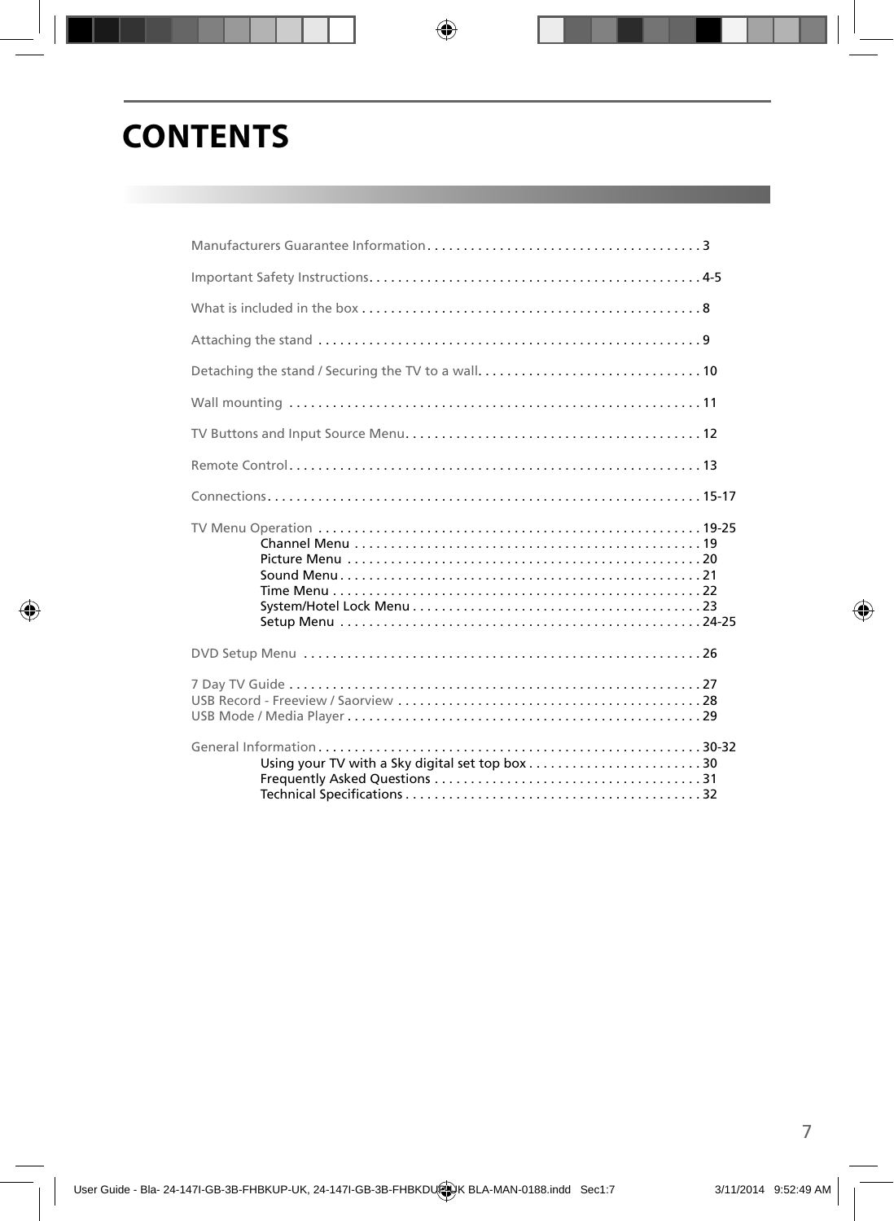# CONTENTS

Manufacturers Guarantee Information . . . . . . . . . . . . . . . . . . . . . . . . . . . . . . . . . . . . . . 3

Important Safety Instructions . . . . . . . . . . . . . . . . . . . . . . . . . . . . . . . . . . . . . . . . . . . . . 4-5

What is included in the box . . . . . . . . . . . . . . . . . . . . . . . . . . . . . . . . . . . . . . . . . . . . . . 8

Attaching the stand . . . . . . . . . . . . . . . . . . . . . . . . . . . . . . . . . . . . . . . . . . . . . . . . . . . . 9

Detaching the stand / Securing the TV to a wall . . . . . . . . . . . . . . . . . . . . . . . . . . . . . . . 10

Wall mounting . . . . . . . . . . . . . . . . . . . . . . . . . . . . . . . . . . . . . . . . . . . . . . . . . . . . . . . . 11

TV Buttons and Input Source Menu . . . . . . . . . . . . . . . . . . . . . . . . . . . . . . . . . . . . . . . . . 12

Remote Control . . . . . . . . . . . . . . . . . . . . . . . . . . . . . . . . . . . . . . . . . . . . . . . . . . . . . . . . 13

Connections . . . . . . . . . . . . . . . . . . . . . . . . . . . . . . . . . . . . . . . . . . . . . . . . . . . . . . . . . . . 15-17

TV Menu Operation . . . . . . . . . . . . . . . . . . . . . . . . . . . . . . . . . . . . . . . . . . . . . . . . . . . . 19-25
- Channel Menu . . . . . . . . . . . . . . . . . . . . . . . . . . . . . . . . . . . . . . . . . . . . . . . . 19
- Picture Menu . . . . . . . . . . . . . . . . . . . . . . . . . . . . . . . . . . . . . . . . . . . . . . . . 20
- Sound Menu . . . . . . . . . . . . . . . . . . . . . . . . . . . . . . . . . . . . . . . . . . . . . . . . . 21
- Time Menu . . . . . . . . . . . . . . . . . . . . . . . . . . . . . . . . . . . . . . . . . . . . . . . . . . 22
- System/Hotel Lock Menu . . . . . . . . . . . . . . . . . . . . . . . . . . . . . . . . . . . . . . . 23
- Setup Menu . . . . . . . . . . . . . . . . . . . . . . . . . . . . . . . . . . . . . . . . . . . . . . . . . 24-25

DVD Setup Menu . . . . . . . . . . . . . . . . . . . . . . . . . . . . . . . . . . . . . . . . . . . . . . . . . . . . . . 26

7 Day TV Guide . . . . . . . . . . . . . . . . . . . . . . . . . . . . . . . . . . . . . . . . . . . . . . . . . . . . . . . . 27
USB Record - Freeview / Saorview . . . . . . . . . . . . . . . . . . . . . . . . . . . . . . . . . . . . . . . . . 28
USB Mode / Media Player . . . . . . . . . . . . . . . . . . . . . . . . . . . . . . . . . . . . . . . . . . . . . . . . 29

General Information . . . . . . . . . . . . . . . . . . . . . . . . . . . . . . . . . . . . . . . . . . . . . . . . . . . . 30-32
- Using your TV with a Sky digital set top box . . . . . . . . . . . . . . . . . . . . . . . . 30
- Frequently Asked Questions . . . . . . . . . . . . . . . . . . . . . . . . . . . . . . . . . . . . 31
- Technical Specifications . . . . . . . . . . . . . . . . . . . . . . . . . . . . . . . . . . . . . . . . 32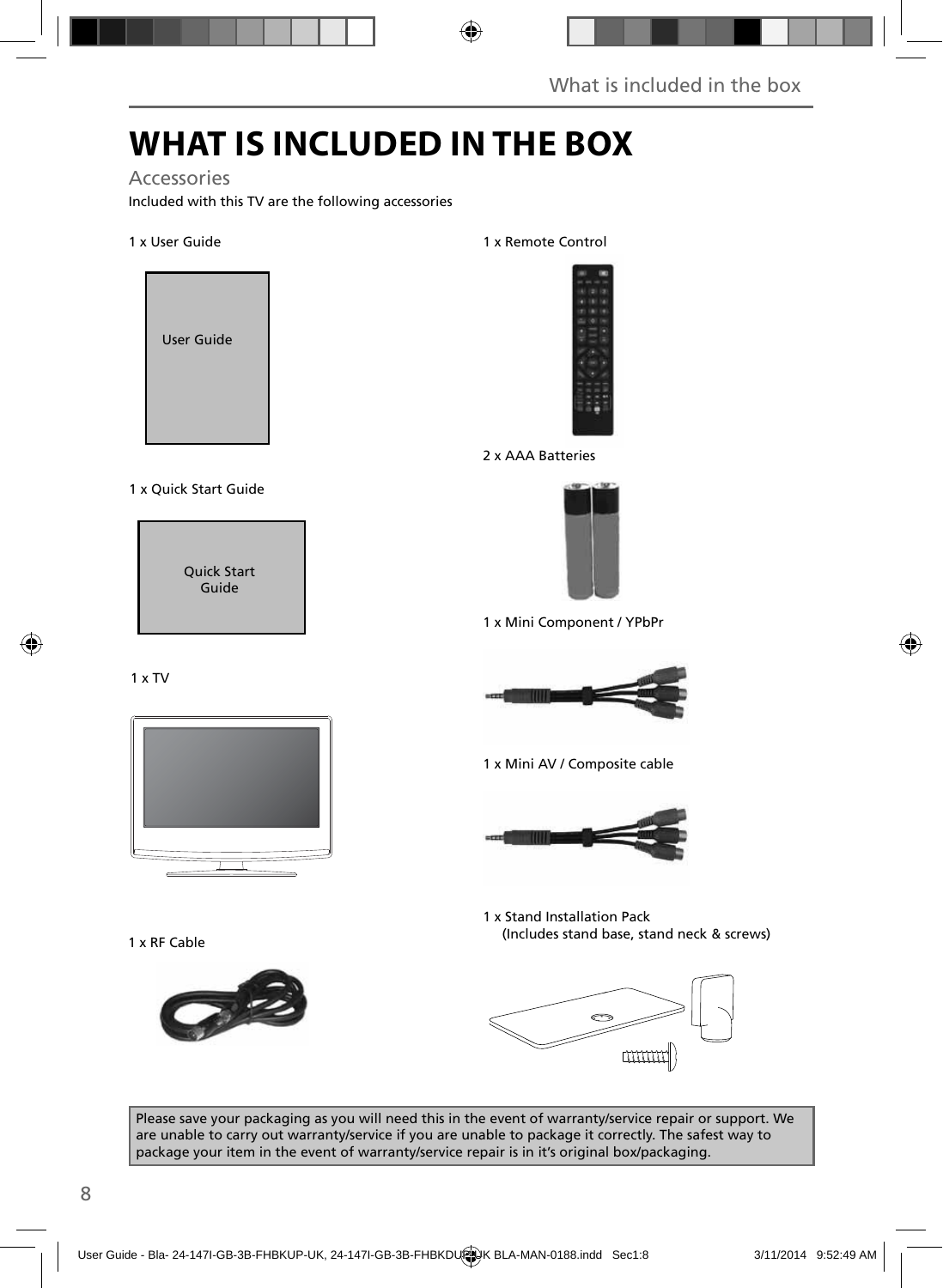# WHAT IS INCLUDED IN THE BOX

## Accessories

Included with this TV are the following accessories

1 x User Guide

User Guide

1 x Quick Start Guide

Quick Start Guide

1 x TV

1 x RF Cable

1 x Remote Control

2 x AAA Batteries

1 x Mini Component / YPbPr

1 x Mini AV / Composite cable

1 x Stand Installation Pack
(Includes stand base, stand neck & screws)

Please save your packaging as you will need this in the event of warranty/service repair or support. We are unable to carry out warranty/service if you are unable to package it correctly. The safest way to package your item in the event of warranty/service repair is in it's original box/packaging.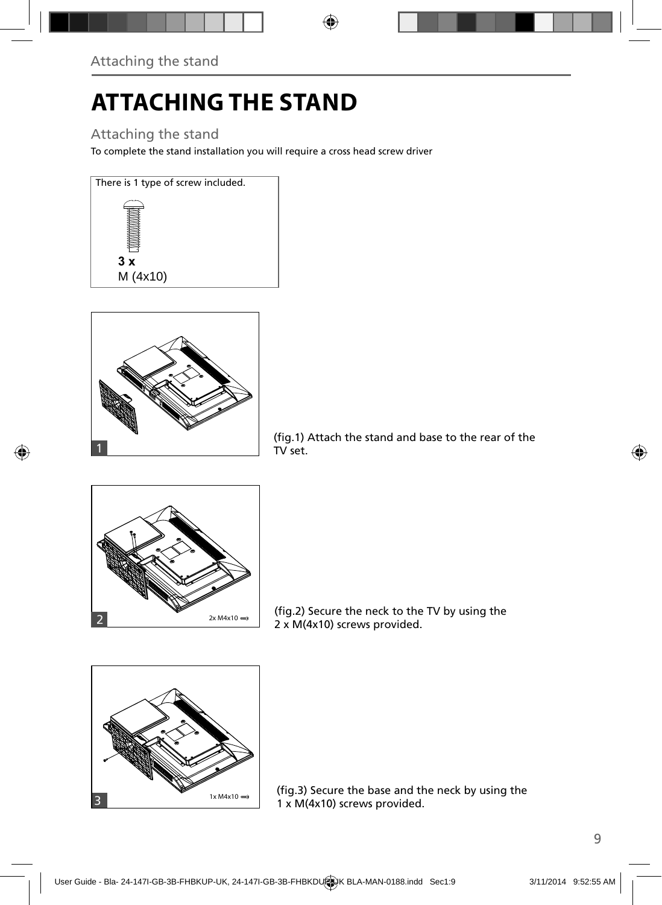# ATTACHING THE STAND

## Attaching the stand

To complete the stand installation you will require a cross head screw driver

There is 1 type of screw included.

**3 x**
M (4x10)

1

(fig.1) Attach the stand and base to the rear of the TV set.

2

2x M4x10

(fig.2) Secure the neck to the TV by using the 2 x M(4x10) screws provided.

3

1x M4x10

(fig.3) Secure the base and the neck by using the 1 x M(4x10) screws provided.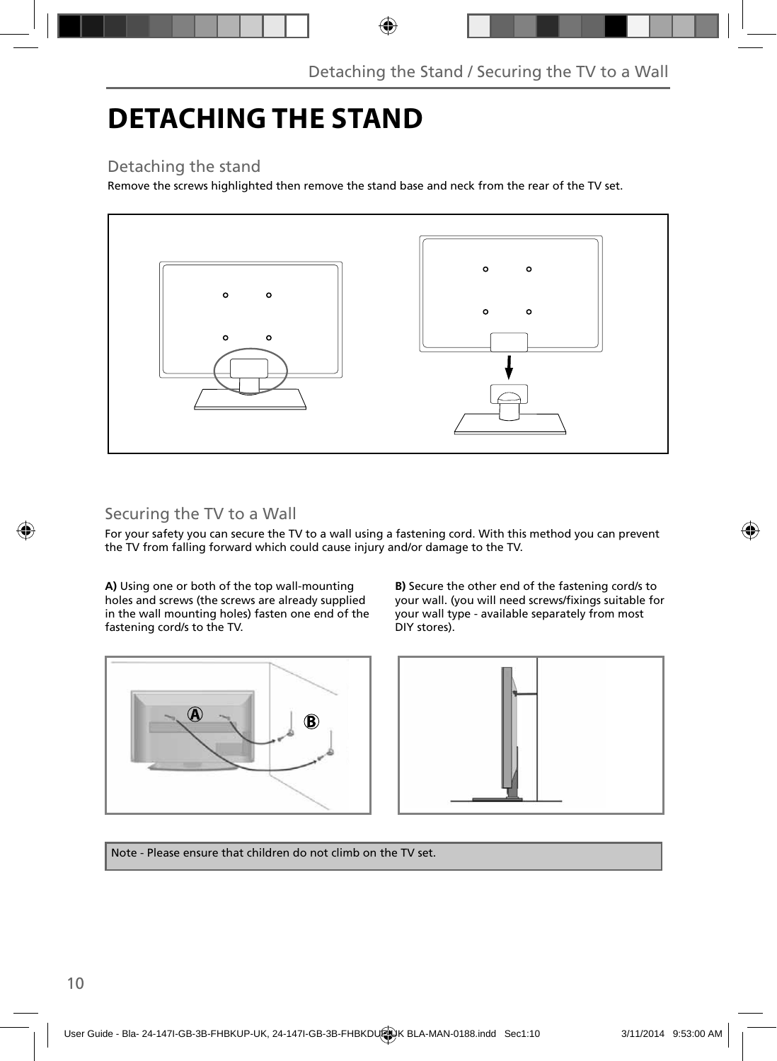# DETACHING THE STAND

## Detaching the stand

Remove the screws highlighted then remove the stand base and neck from the rear of the TV set.

## Securing the TV to a Wall

For your safety you can secure the TV to a wall using a fastening cord. With this method you can prevent the TV from falling forward which could cause injury and/or damage to the TV.

**A)** Using one or both of the top wall-mounting holes and screws (the screws are already supplied in the wall mounting holes) fasten one end of the fastening cord/s to the TV.

**B)** Secure the other end of the fastening cord/s to your wall. (you will need screws/fixings suitable for your wall type - available separately from most DIY stores).

Note - Please ensure that children do not climb on the TV set.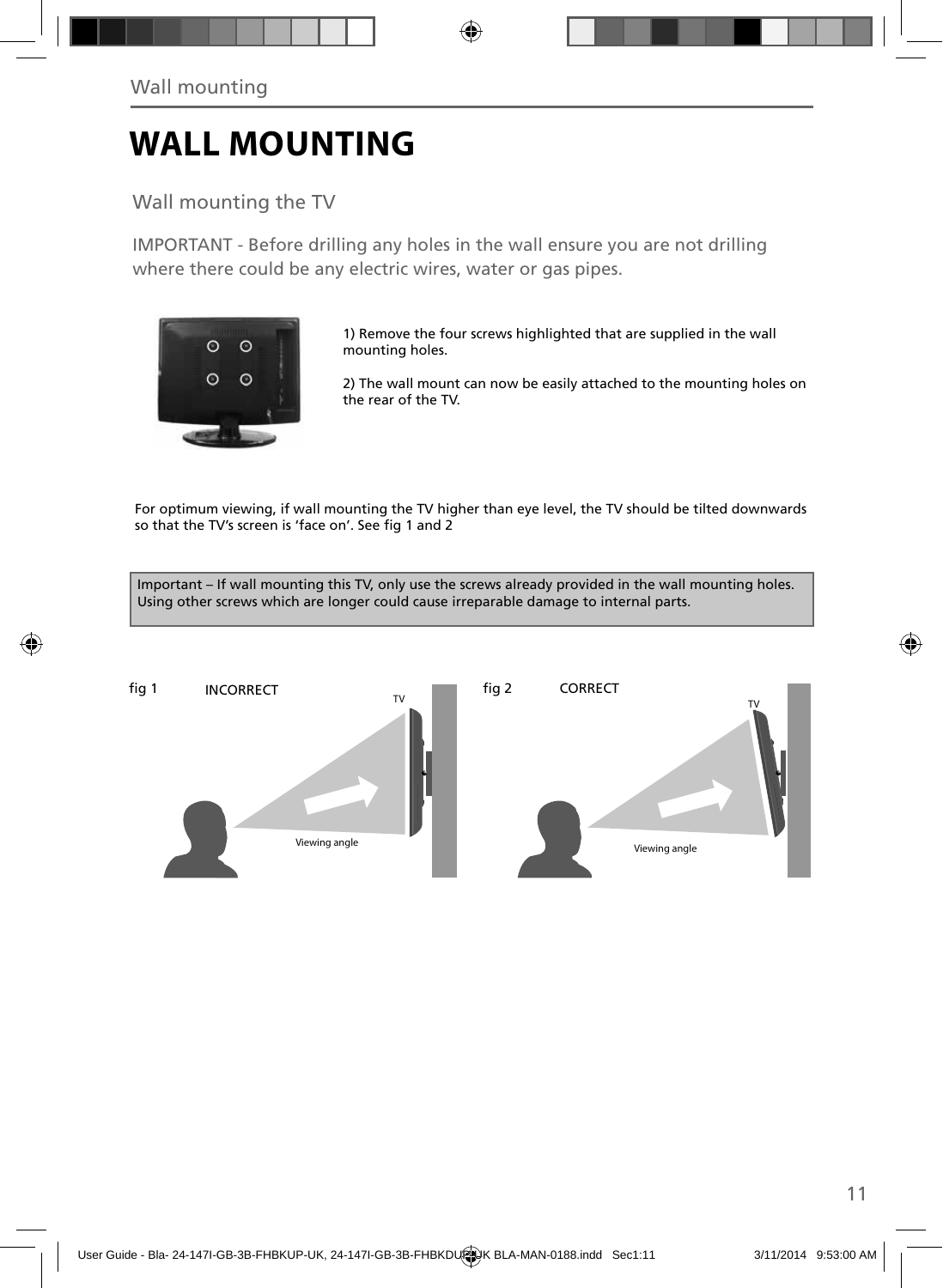# WALL MOUNTING

## Wall mounting the TV

IMPORTANT - Before drilling any holes in the wall ensure you are not drilling where there could be any electric wires, water or gas pipes.

1) Remove the four screws highlighted that are supplied in the wall mounting holes.

2) The wall mount can now be easily attached to the mounting holes on the rear of the TV.

For optimum viewing, if wall mounting the TV higher than eye level, the TV should be tilted downwards so that the TV's screen is 'face on'. See fig 1 and 2

Important – If wall mounting this TV, only use the screws already provided in the wall mounting holes. Using other screws which are longer could cause irreparable damage to internal parts.

fig 1 INCORRECT

TV

Viewing angle

fig 2 CORRECT

TV

Viewing angle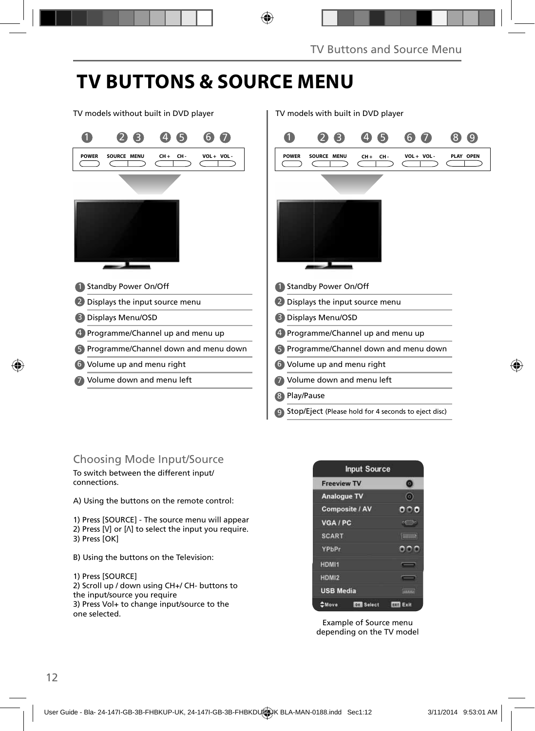# TV BUTTONS & SOURCE MENU

TV models without built in DVD player

| 1 | 2 | 3 | 4 | 5 | 6 | 7 |
|---|---|---|---|---|---|---|
| POWER | SOURCE | MENU | CH + | CH - | VOL + | VOL - |

1. Standby Power On/Off
2. Displays the input source menu
3. Displays Menu/OSD
4. Programme/Channel up and menu up
5. Programme/Channel down and menu down
6. Volume up and menu right
7. Volume down and menu left

TV models with built in DVD player

| 1 | 2 | 3 | 4 | 5 | 6 | 7 | 8 | 9 |
|---|---|---|---|---|---|---|---|---|
| POWER | SOURCE | MENU | CH + | CH - | VOL + | VOL - | PLAY | OPEN |

1. Standby Power On/Off
2. Displays the input source menu
3. Displays Menu/OSD
4. Programme/Channel up and menu up
5. Programme/Channel down and menu down
6. Volume up and menu right
7. Volume down and menu left
8. Play/Pause
9. Stop/Eject (Please hold for 4 seconds to eject disc)

## Choosing Mode Input/Source

To switch between the different input/ connections.

A) Using the buttons on the remote control:

1) Press [SOURCE] - The source menu will appear
2) Press [V] or [Λ] to select the input you require.
3) Press [OK]

B) Using the buttons on the Television:

1) Press [SOURCE]
2) Scroll up / down using CH+/ CH- buttons to the input/source you require
3) Press Vol+ to change input/source to the one selected.

**Input Source**

- Freeview TV
- Analogue TV
- Composite / AV
- VGA / PC
- SCART
- YPbPr
- HDMI1
- HDMI2
- USB Media

Move | OK Select | EXIT Exit

Example of Source menu depending on the TV model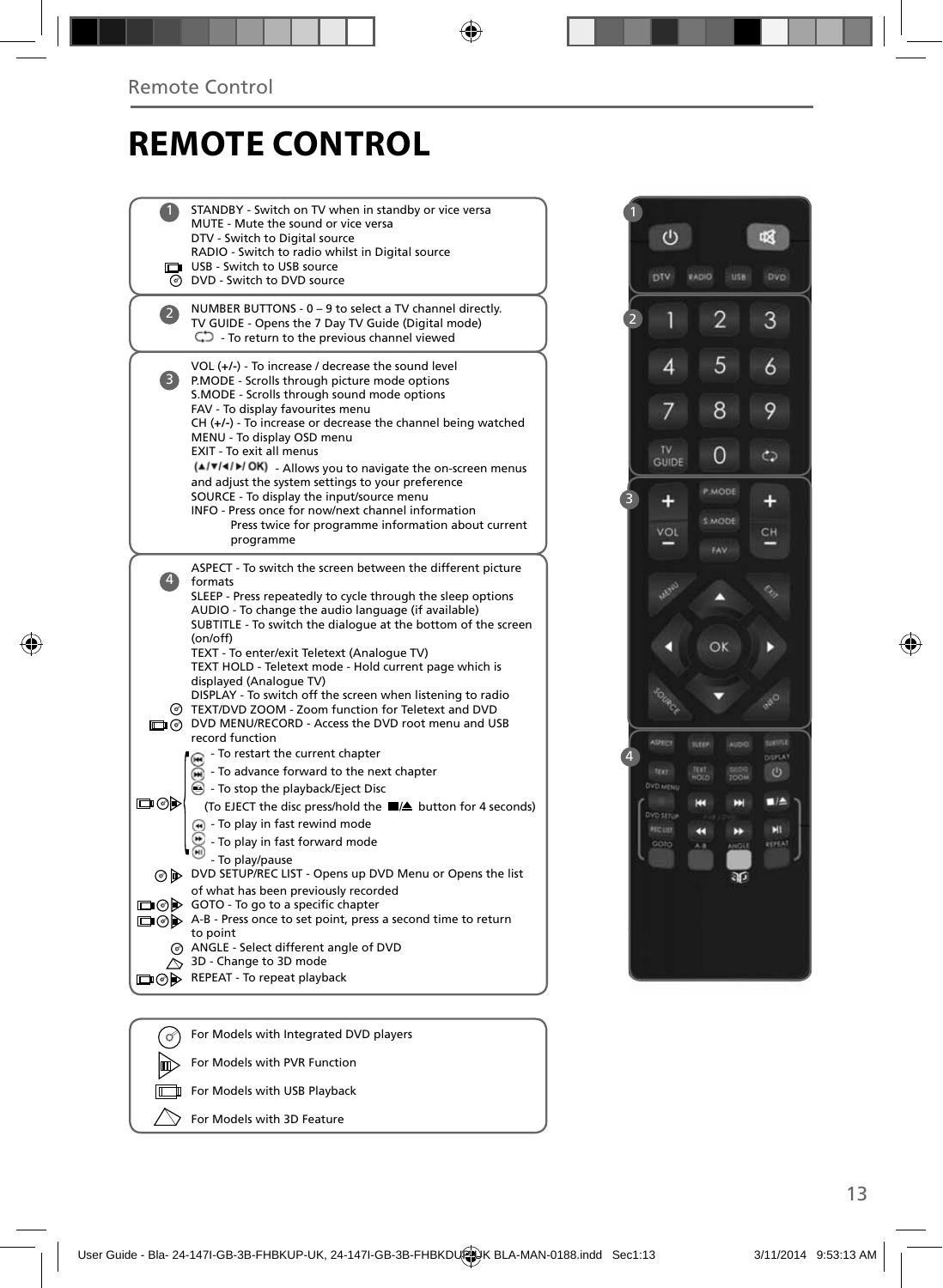# REMOTE CONTROL

**1**

STANDBY - Switch on TV when in standby or vice versa
MUTE - Mute the sound or vice versa
DTV - Switch to Digital source
RADIO - Switch to radio whilst in Digital source
USB - Switch to USB source
DVD - Switch to DVD source

**2**

NUMBER BUTTONS - 0 – 9 to select a TV channel directly.
TV GUIDE - Opens the 7 Day TV Guide (Digital mode)
- To return to the previous channel viewed

**3**

VOL (+/-) - To increase / decrease the sound level
P.MODE - Scrolls through picture mode options
S.MODE - Scrolls through sound mode options
FAV - To display favourites menu
CH (+/-) - To increase or decrease the channel being watched
MENU - To display OSD menu
EXIT - To exit all menus
(▲/▼/◄/►/ OK) - Allows you to navigate the on-screen menus and adjust the system settings to your preference
SOURCE - To display the input/source menu
INFO - Press once for now/next channel information
Press twice for programme information about current programme

**4**

ASPECT - To switch the screen between the different picture formats
SLEEP - Press repeatedly to cycle through the sleep options
AUDIO - To change the audio language (if available)
SUBTITLE - To switch the dialogue at the bottom of the screen (on/off)
TEXT - To enter/exit Teletext (Analogue TV)
TEXT HOLD - Teletext mode - Hold current page which is displayed (Analogue TV)
DISPLAY - To switch off the screen when listening to radio
TEXT/DVD ZOOM - Zoom function for Teletext and DVD
DVD MENU/RECORD - Access the DVD root menu and USB record function
- To restart the current chapter
- To advance forward to the next chapter
- To stop the playback/Eject Disc
(To EJECT the disc press/hold the ■/▲ button for 4 seconds)
- To play in fast rewind mode
- To play in fast forward mode
- To play/pause
DVD SETUP/REC LIST - Opens up DVD Menu or Opens the list of what has been previously recorded
GOTO - To go to a specific chapter
A-B - Press once to set point, press a second time to return to point
ANGLE - Select different angle of DVD
3D - Change to 3D mode
REPEAT - To repeat playback

For Models with Integrated DVD players
For Models with PVR Function
For Models with USB Playback
For Models with 3D Feature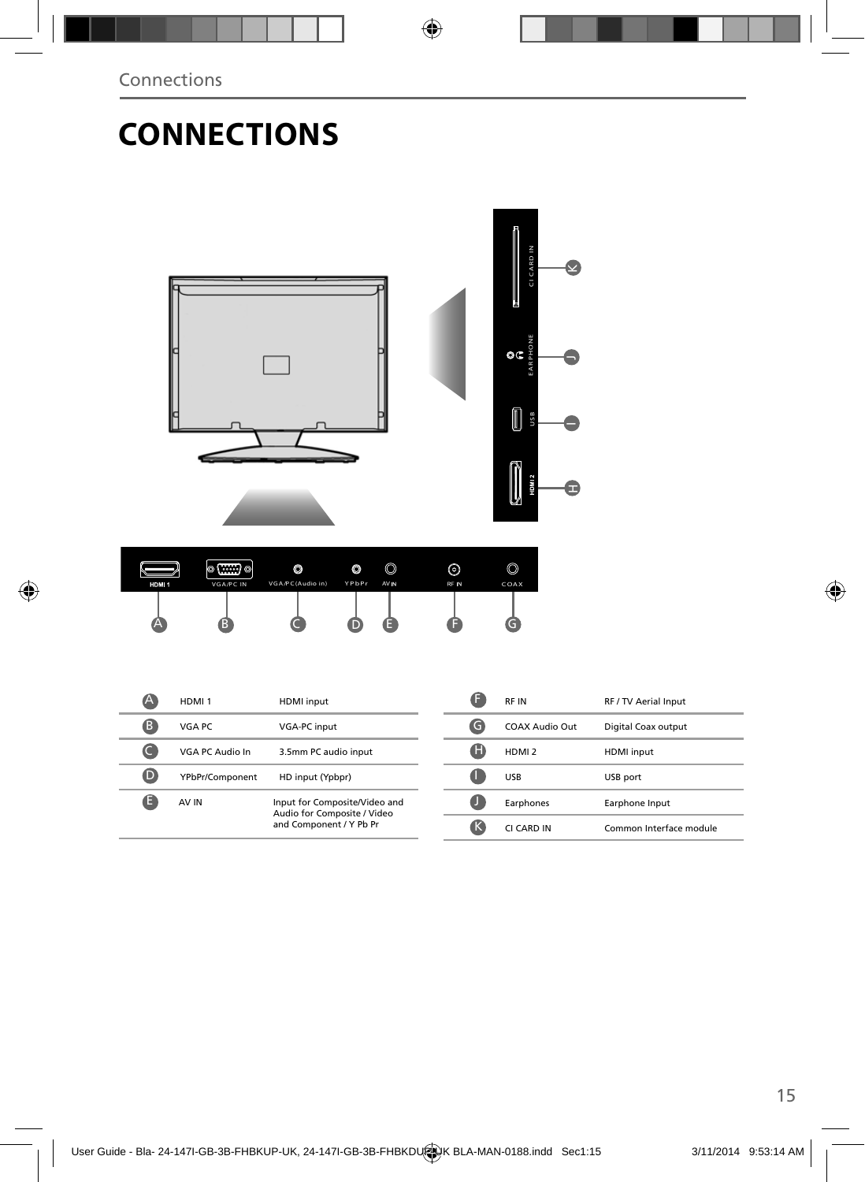# CONNECTIONS

| | | |
|---|---|---|
| A | HDMI 1 | HDMI input |
| B | VGA PC | VGA-PC input |
| C | VGA PC Audio In | 3.5mm PC audio input |
| D | YPbPr/Component | HD input (Ypbpr) |
| E | AV IN | Input for Composite/Video and Audio for Composite / Video and Component / Y Pb Pr |

| | | |
|---|---|---|
| F | RF IN | RF / TV Aerial Input |
| G | COAX Audio Out | Digital Coax output |
| H | HDMI 2 | HDMI input |
| I | USB | USB port |
| J | Earphones | Earphone Input |
| K | CI CARD IN | Common Interface module |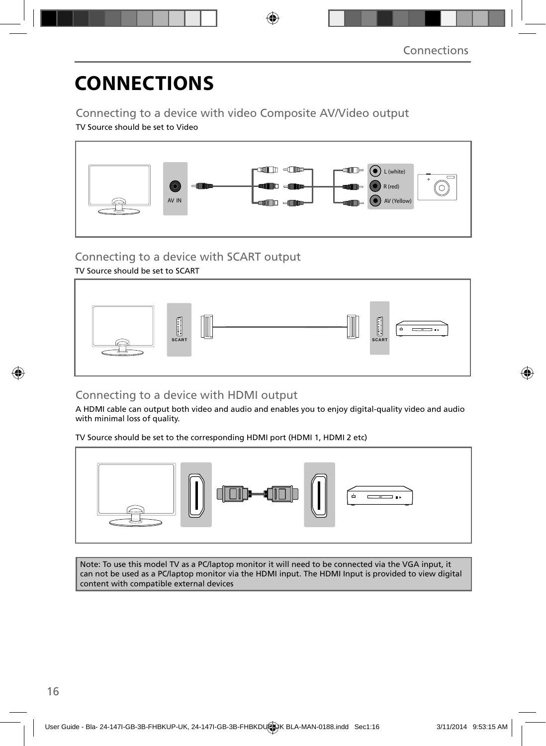# CONNECTIONS

## Connecting to a device with video Composite AV/Video output

TV Source should be set to Video

AV IN

L (white)

R (red)

AV (Yellow)

## Connecting to a device with SCART output

TV Source should be set to SCART

SCART

SCART

## Connecting to a device with HDMI output

A HDMI cable can output both video and audio and enables you to enjoy digital-quality video and audio with minimal loss of quality.

TV Source should be set to the corresponding HDMI port (HDMI 1, HDMI 2 etc)

Note: To use this model TV as a PC/laptop monitor it will need to be connected via the VGA input, it can not be used as a PC/laptop monitor via the HDMI input. The HDMI Input is provided to view digital content with compatible external devices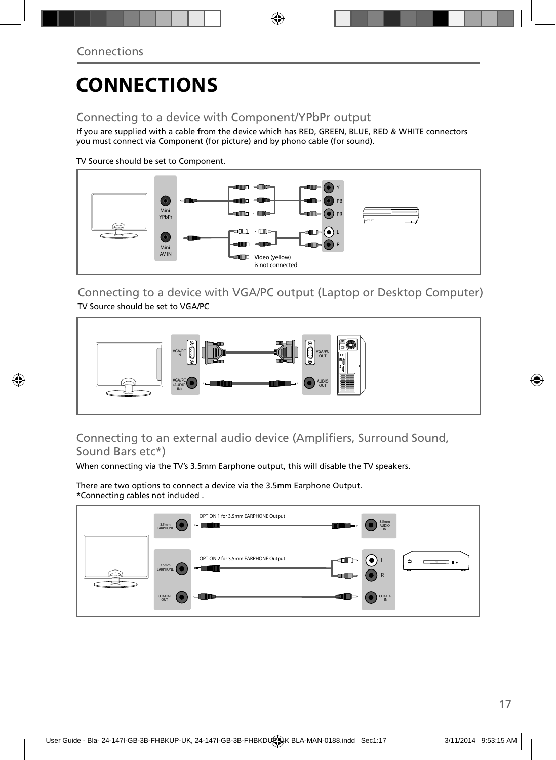# CONNECTIONS

## Connecting to a device with Component/YPbPr output

If you are supplied with a cable from the device which has RED, GREEN, BLUE, RED & WHITE connectors you must connect via Component (for picture) and by phono cable (for sound).

TV Source should be set to Component.

Mini YPbPr

Mini AV IN

Y

PB

PR

L

R

Video (yellow) is not connected

## Connecting to a device with VGA/PC output (Laptop or Desktop Computer)

TV Source should be set to VGA/PC

VGA/PC IN

VGA/PC (AUDIO IN)

VGA/PC OUT

AUDIO OUT

## Connecting to an external audio device (Amplifiers, Surround Sound, Sound Bars etc*)

When connecting via the TV's 3.5mm Earphone output, this will disable the TV speakers.

There are two options to connect a device via the 3.5mm Earphone Output.
*Connecting cables not included .

OPTION 1 for 3.5mm EARPHONE Output

3.5mm EARPHONE

3.5mm AUDIO IN

OPTION 2 for 3.5mm EARPHONE Output

3.5mm EARPHONE

L

R

COAXIAL OUT

COAXIAL IN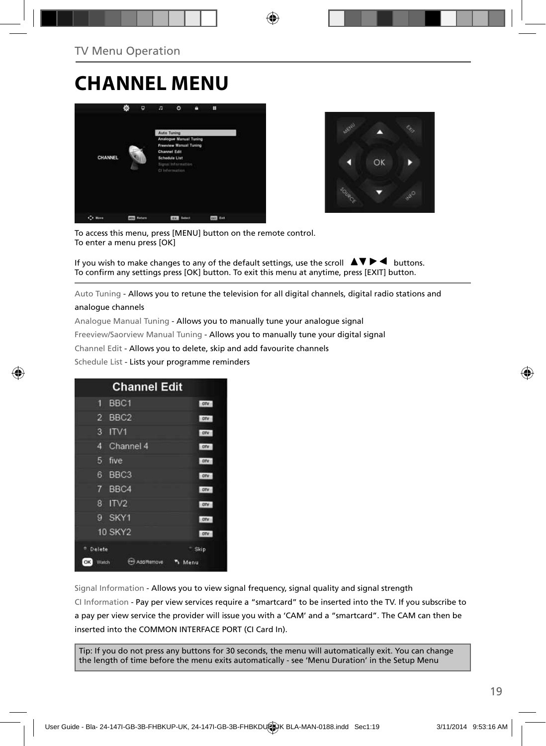# CHANNEL MENU

To access this menu, press [MENU] button on the remote control.
To enter a menu press [OK]

If you wish to make changes to any of the default settings, use the scroll ▲▼ ▶ ◀ buttons.
To confirm any settings press [OK] button. To exit this menu at anytime, press [EXIT] button.

Auto Tuning - Allows you to retune the television for all digital channels, digital radio stations and analogue channels

Analogue Manual Tuning - Allows you to manually tune your analogue signal

Freeview/Saorview Manual Tuning - Allows you to manually tune your digital signal

Channel Edit - Allows you to delete, skip and add favourite channels

Schedule List - Lists your programme reminders

Signal Information - Allows you to view signal frequency, signal quality and signal strength

CI Information - Pay per view services require a "smartcard" to be inserted into the TV. If you subscribe to a pay per view service the provider will issue you with a 'CAM' and a "smartcard". The CAM can then be inserted into the COMMON INTERFACE PORT (CI Card In).

Tip: If you do not press any buttons for 30 seconds, the menu will automatically exit. You can change the length of time before the menu exits automatically - see 'Menu Duration' in the Setup Menu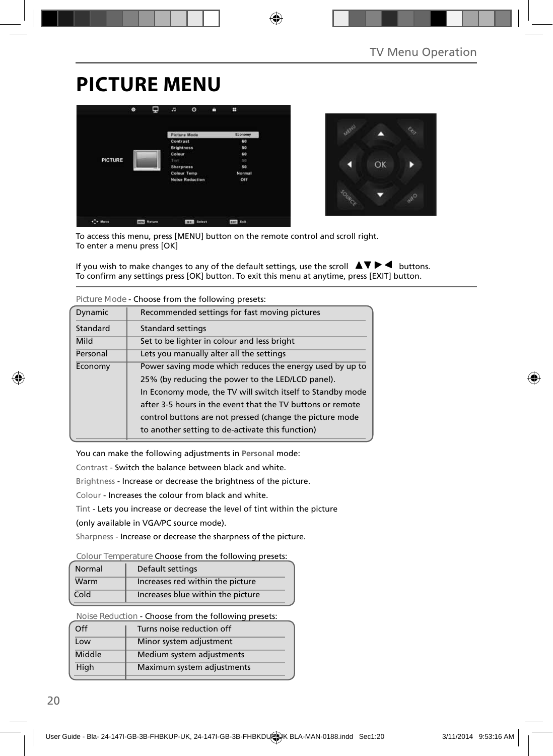# PICTURE MENU

To access this menu, press [MENU] button on the remote control and scroll right.
To enter a menu press [OK]

If you wish to make changes to any of the default settings, use the scroll ▲▼▶◀ buttons.
To confirm any settings press [OK] button. To exit this menu at anytime, press [EXIT] button.

Picture Mode - Choose from the following presets:

| | |
|---|---|
| Dynamic | Recommended settings for fast moving pictures |
| Standard | Standard settings |
| Mild | Set to be lighter in colour and less bright |
| Personal | Lets you manually alter all the settings |
| Economy | Power saving mode which reduces the energy used by up to 25% (by reducing the power to the LED/LCD panel). In Economy mode, the TV will switch itself to Standby mode after 3-5 hours in the event that the TV buttons or remote control buttons are not pressed (change the picture mode to another setting to de-activate this function) |

You can make the following adjustments in **Personal** mode:

Contrast - Switch the balance between black and white.

Brightness - Increase or decrease the brightness of the picture.

Colour - Increases the colour from black and white.

Tint - Lets you increase or decrease the level of tint within the picture (only available in VGA/PC source mode).

Sharpness - Increase or decrease the sharpness of the picture.

Colour Temperature Choose from the following presets:

| | |
|---|---|
| Normal | Default settings |
| Warm | Increases red within the picture |
| Cold | Increases blue within the picture |

Noise Reduction - Choose from the following presets:

| | |
|---|---|
| Off | Turns noise reduction off |
| Low | Minor system adjustment |
| Middle | Medium system adjustments |
| High | Maximum system adjustments |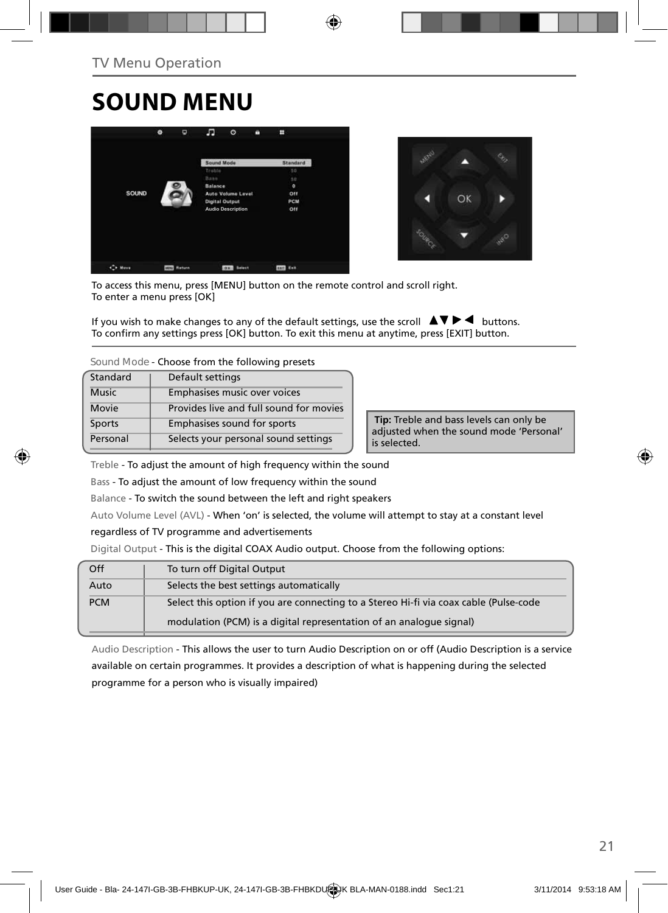TV Menu Operation

# SOUND MENU

To access this menu, press [MENU] button on the remote control and scroll right.
To enter a menu press [OK]

If you wish to make changes to any of the default settings, use the scroll ▲▼▶◀ buttons.
To confirm any settings press [OK] button. To exit this menu at anytime, press [EXIT] button.

Sound Mode - Choose from the following presets

| | |
|---|---|
| Standard | Default settings |
| Music | Emphasises music over voices |
| Movie | Provides live and full sound for movies |
| Sports | Emphasises sound for sports |
| Personal | Selects your personal sound settings |

**Tip:** Treble and bass levels can only be adjusted when the sound mode 'Personal' is selected.

Treble - To adjust the amount of high frequency within the sound

Bass - To adjust the amount of low frequency within the sound

Balance - To switch the sound between the left and right speakers

Auto Volume Level (AVL) - When 'on' is selected, the volume will attempt to stay at a constant level regardless of TV programme and advertisements

Digital Output - This is the digital COAX Audio output. Choose from the following options:

| | |
|---|---|
| Off | To turn off Digital Output |
| Auto | Selects the best settings automatically |
| PCM | Select this option if you are connecting to a Stereo Hi-fi via coax cable (Pulse-code modulation (PCM) is a digital representation of an analogue signal) |

Audio Description - This allows the user to turn Audio Description on or off (Audio Description is a service available on certain programmes. It provides a description of what is happening during the selected programme for a person who is visually impaired)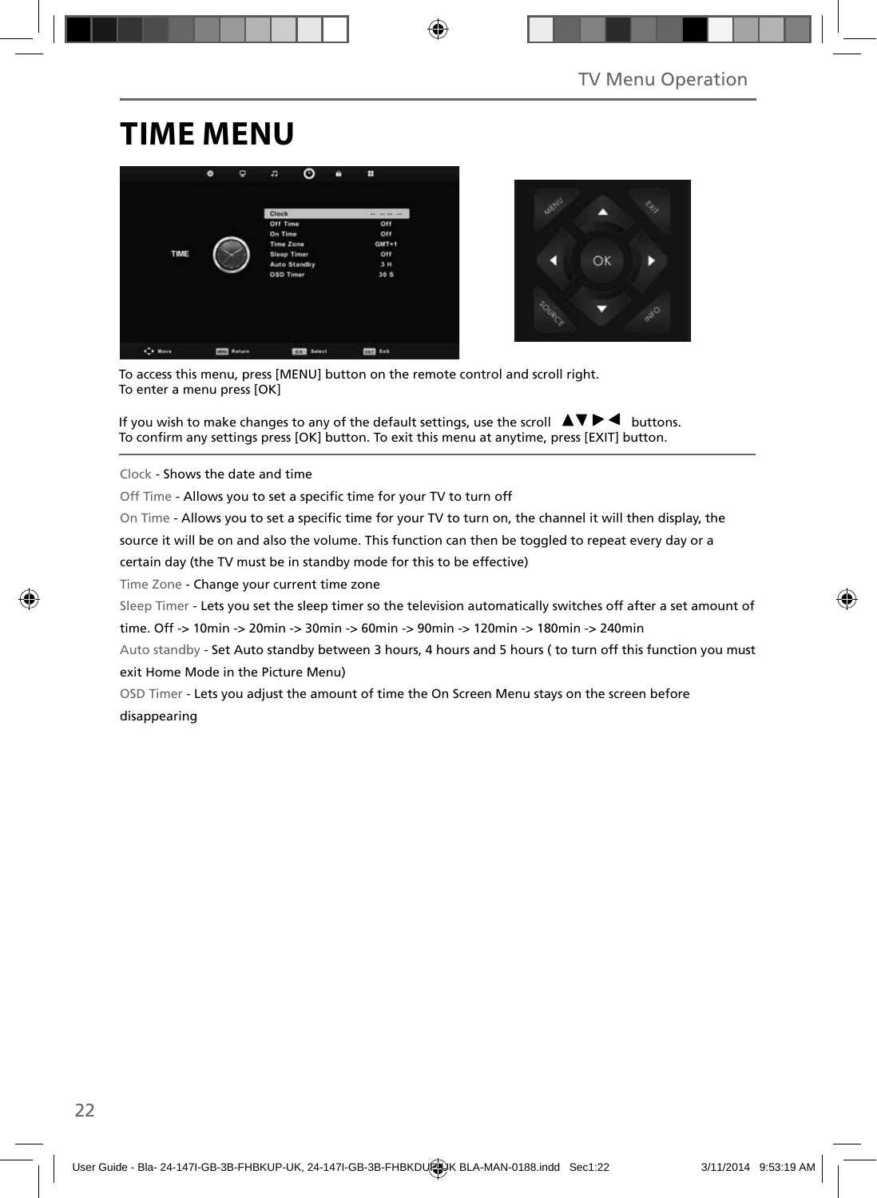# TIME MENU

To access this menu, press [MENU] button on the remote control and scroll right.
To enter a menu press [OK]

If you wish to make changes to any of the default settings, use the scroll ▲▼▶◀ buttons.
To confirm any settings press [OK] button. To exit this menu at anytime, press [EXIT] button.

Clock - Shows the date and time

Off Time - Allows you to set a specific time for your TV to turn off

On Time - Allows you to set a specific time for your TV to turn on, the channel it will then display, the source it will be on and also the volume. This function can then be toggled to repeat every day or a certain day (the TV must be in standby mode for this to be effective)

Time Zone - Change your current time zone

Sleep Timer - Lets you set the sleep timer so the television automatically switches off after a set amount of time. Off -> 10min -> 20min -> 30min -> 60min -> 90min -> 120min -> 180min -> 240min

Auto standby - Set Auto standby between 3 hours, 4 hours and 5 hours ( to turn off this function you must exit Home Mode in the Picture Menu)

OSD Timer - Lets you adjust the amount of time the On Screen Menu stays on the screen before disappearing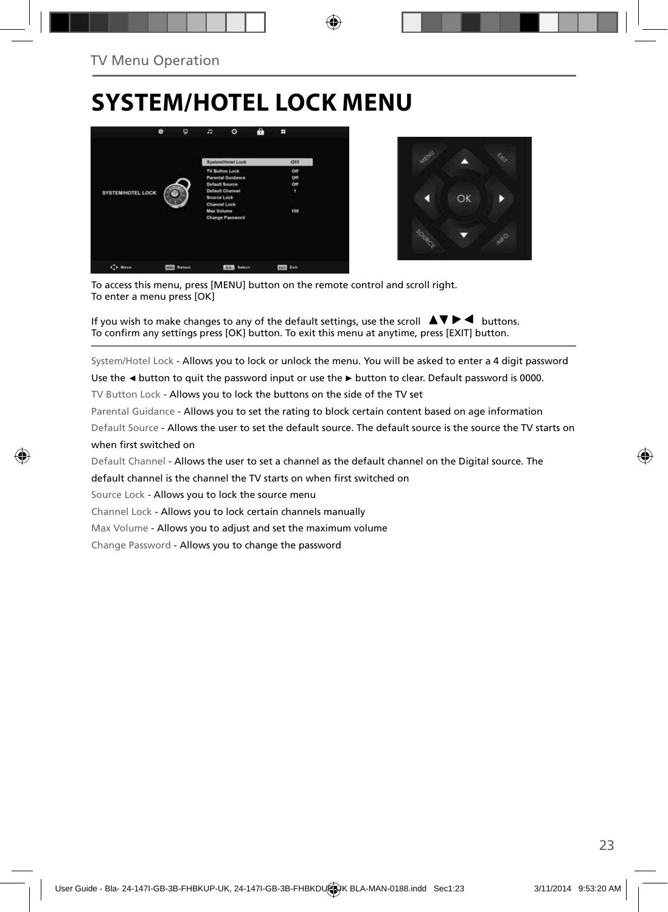# SYSTEM/HOTEL LOCK MENU

To access this menu, press [MENU] button on the remote control and scroll right.
To enter a menu press [OK]

If you wish to make changes to any of the default settings, use the scroll ▲▼▶◀ buttons.
To confirm any settings press [OK] button. To exit this menu at anytime, press [EXIT] button.

System/Hotel Lock - Allows you to lock or unlock the menu. You will be asked to enter a 4 digit password
Use the ◄ button to quit the password input or use the ► button to clear. Default password is 0000.

TV Button Lock - Allows you to lock the buttons on the side of the TV set

Parental Guidance - Allows you to set the rating to block certain content based on age information

Default Source - Allows the user to set the default source. The default source is the source the TV starts on when first switched on

Default Channel - Allows the user to set a channel as the default channel on the Digital source. The default channel is the channel the TV starts on when first switched on

Source Lock - Allows you to lock the source menu

Channel Lock - Allows you to lock certain channels manually

Max Volume - Allows you to adjust and set the maximum volume

Change Password - Allows you to change the password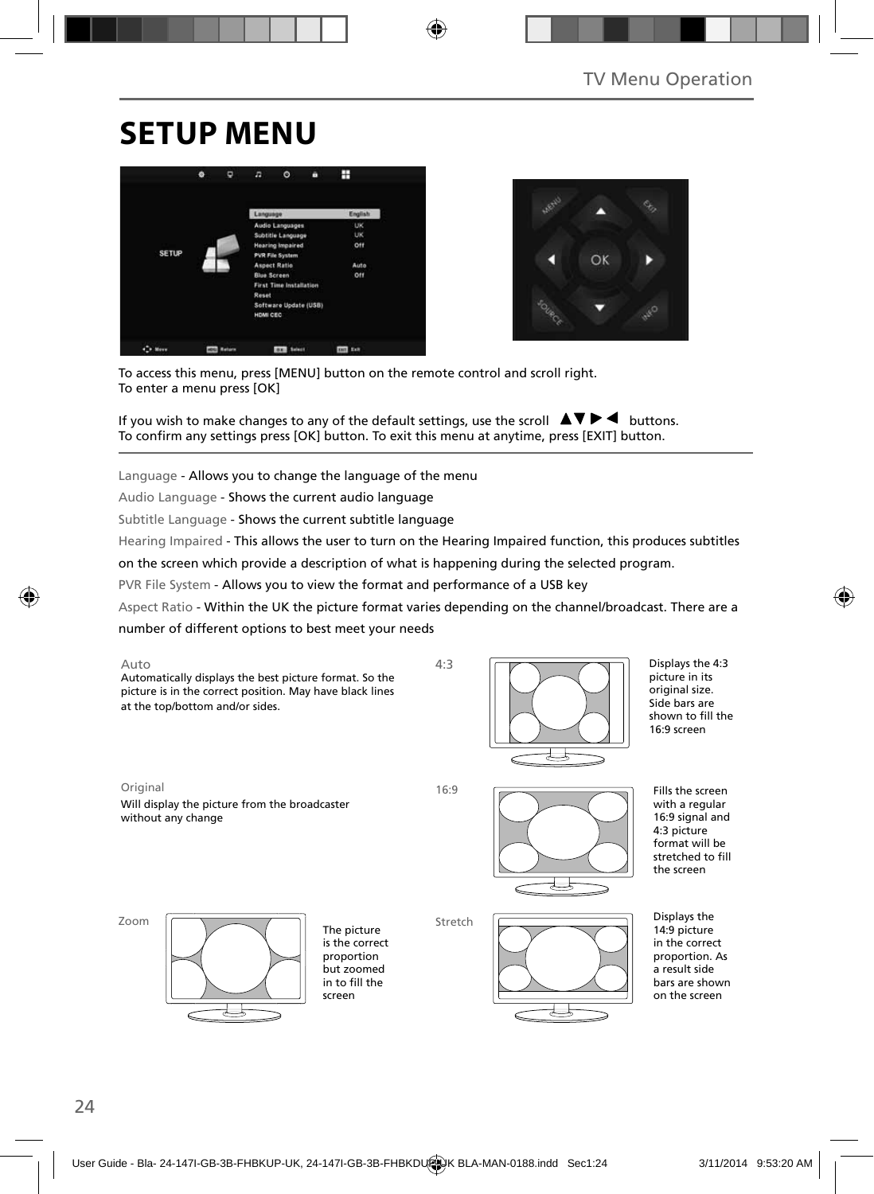# SETUP MENU

To access this menu, press [MENU] button on the remote control and scroll right.
To enter a menu press [OK]

If you wish to make changes to any of the default settings, use the scroll ▲▼▶◀ buttons.
To confirm any settings press [OK] button. To exit this menu at anytime, press [EXIT] button.

Language - Allows you to change the language of the menu

Audio Language - Shows the current audio language

Subtitle Language - Shows the current subtitle language

Hearing Impaired - This allows the user to turn on the Hearing Impaired function, this produces subtitles on the screen which provide a description of what is happening during the selected program.

PVR File System - Allows you to view the format and performance of a USB key

Aspect Ratio - Within the UK the picture format varies depending on the channel/broadcast. There are a number of different options to best meet your needs

**Auto**
Automatically displays the best picture format. So the picture is in the correct position. May have black lines at the top/bottom and/or sides.

**4:3**
Displays the 4:3 picture in its original size. Side bars are shown to fill the 16:9 screen

**Original**
Will display the picture from the broadcaster without any change

**16:9**
Fills the screen with a regular 16:9 signal and 4:3 picture format will be stretched to fill the screen

**Zoom**
The picture is the correct proportion but zoomed in to fill the screen

**Stretch**
Displays the 14:9 picture in the correct proportion. As a result side bars are shown on the screen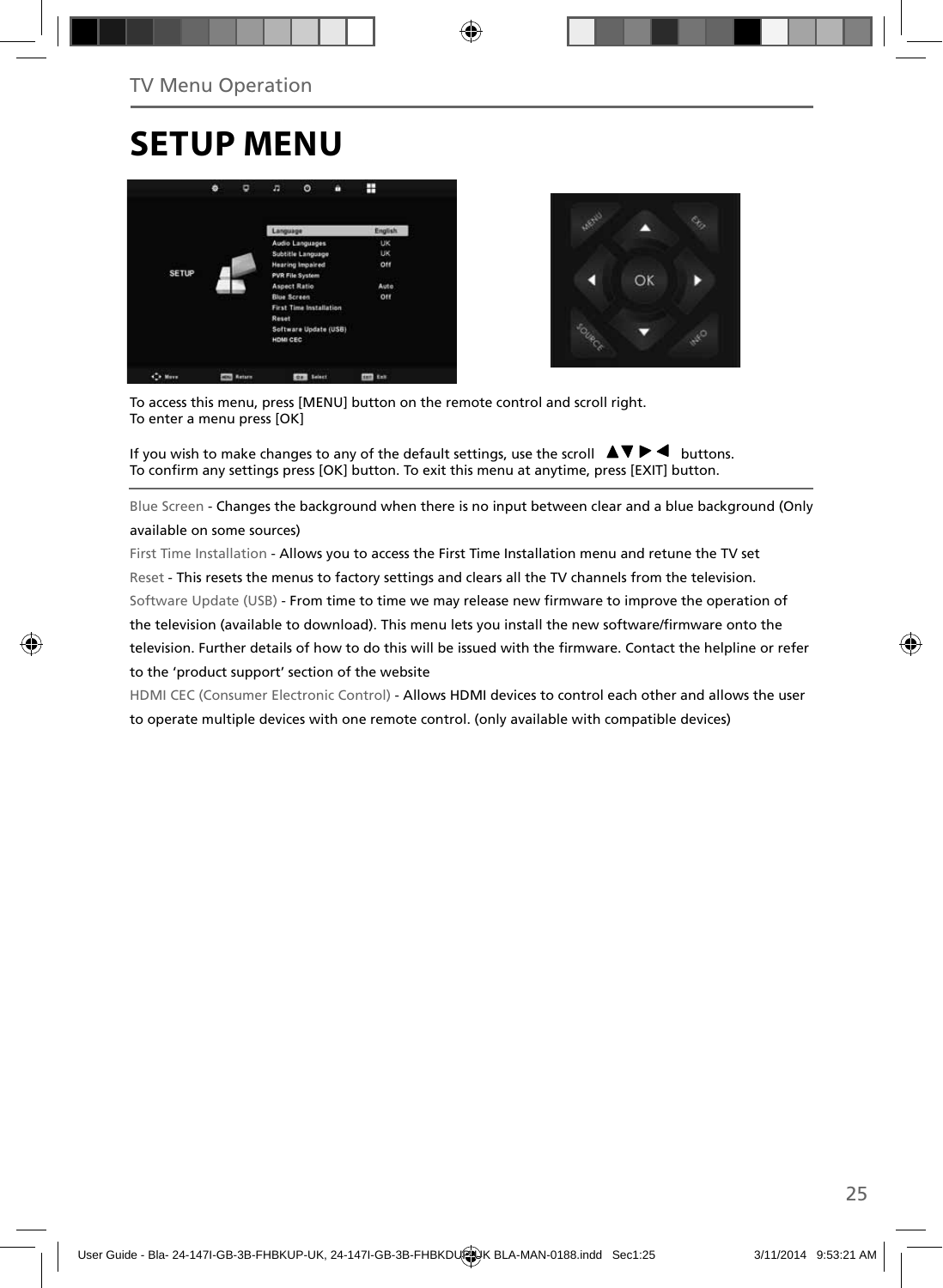TV Menu Operation

# SETUP MENU

To access this menu, press [MENU] button on the remote control and scroll right.
To enter a menu press [OK]

If you wish to make changes to any of the default settings, use the scroll ▲▼ ▶ ◀ buttons.
To confirm any settings press [OK] button. To exit this menu at anytime, press [EXIT] button.

---

Blue Screen - Changes the background when there is no input between clear and a blue background (Only available on some sources)

First Time Installation - Allows you to access the First Time Installation menu and retune the TV set

Reset - This resets the menus to factory settings and clears all the TV channels from the television.

Software Update (USB) - From time to time we may release new firmware to improve the operation of the television (available to download). This menu lets you install the new software/firmware onto the television. Further details of how to do this will be issued with the firmware. Contact the helpline or refer to the ‘product support’ section of the website

HDMI CEC (Consumer Electronic Control) - Allows HDMI devices to control each other and allows the user to operate multiple devices with one remote control. (only available with compatible devices)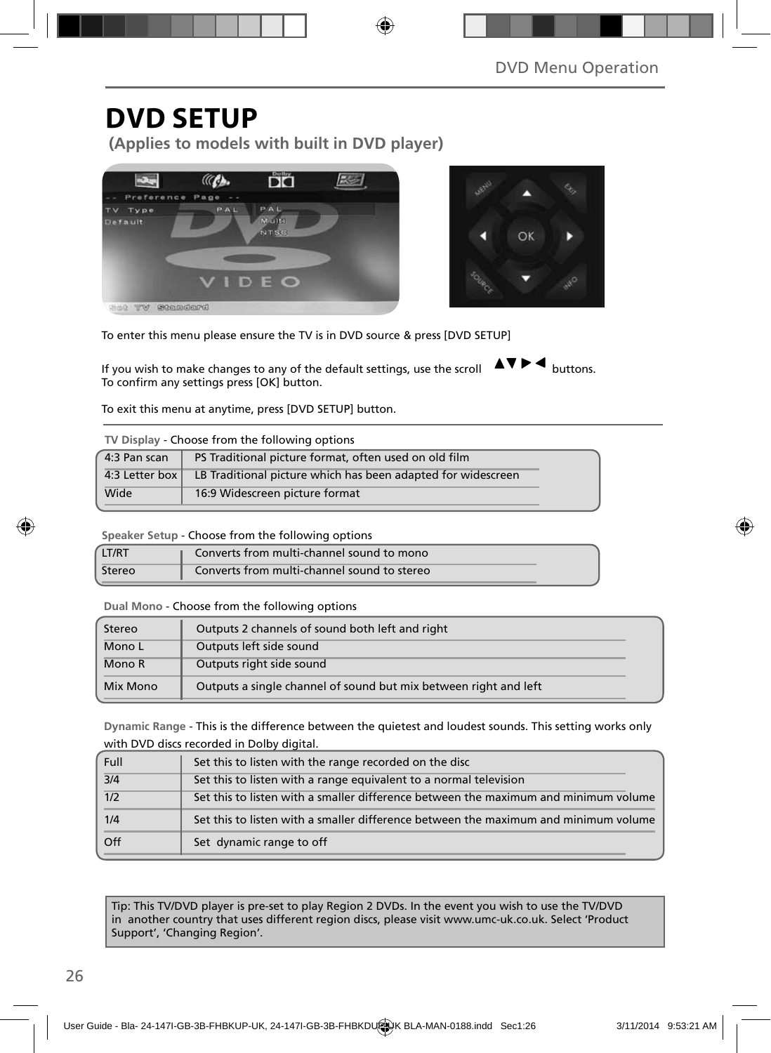# DVD SETUP

**(Applies to models with built in DVD player)**

To enter this menu please ensure the TV is in DVD source & press [DVD SETUP]

If you wish to make changes to any of the default settings, use the scroll ▲▼▶◀ buttons.
To confirm any settings press [OK] button.

To exit this menu at anytime, press [DVD SETUP] button.

**TV Display** - Choose from the following options

| | |
|---|---|
| 4:3 Pan scan | PS Traditional picture format, often used on old film |
| 4:3 Letter box | LB Traditional picture which has been adapted for widescreen |
| Wide | 16:9 Widescreen picture format |

**Speaker Setup** - Choose from the following options

| | |
|---|---|
| LT/RT | Converts from multi-channel sound to mono |
| Stereo | Converts from multi-channel sound to stereo |

**Dual Mono** - Choose from the following options

| | |
|---|---|
| Stereo | Outputs 2 channels of sound both left and right |
| Mono L | Outputs left side sound |
| Mono R | Outputs right side sound |
| Mix Mono | Outputs a single channel of sound but mix between right and left |

**Dynamic Range** - This is the difference between the quietest and loudest sounds. This setting works only with DVD discs recorded in Dolby digital.

| | |
|---|---|
| Full | Set this to listen with the range recorded on the disc |
| 3/4 | Set this to listen with a range equivalent to a normal television |
| 1/2 | Set this to listen with a smaller difference between the maximum and minimum volume |
| 1/4 | Set this to listen with a smaller difference between the maximum and minimum volume |
| Off | Set dynamic range to off |

Tip: This TV/DVD player is pre-set to play Region 2 DVDs. In the event you wish to use the TV/DVD in another country that uses different region discs, please visit www.umc-uk.co.uk. Select 'Product Support', 'Changing Region'.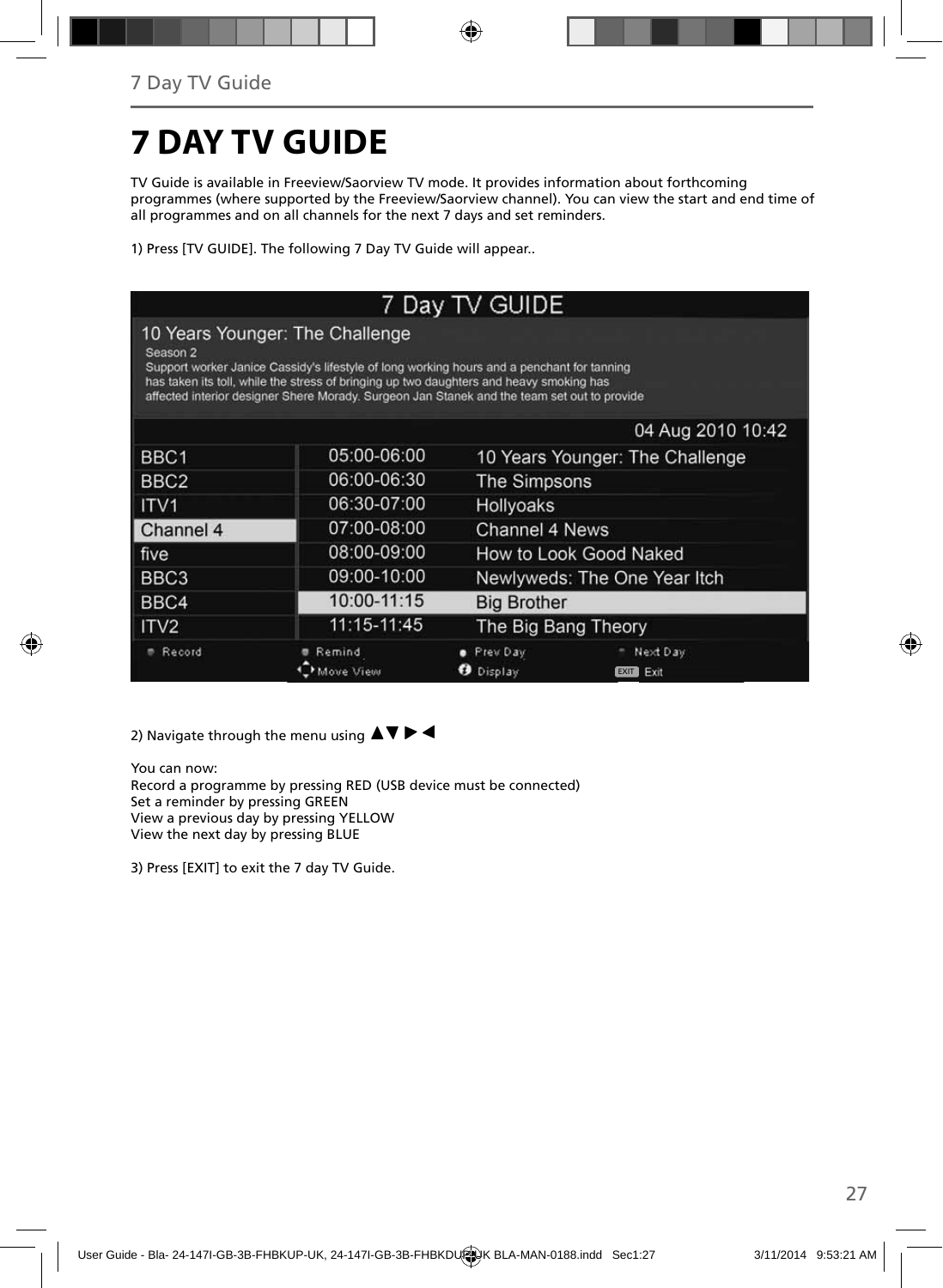# 7 DAY TV GUIDE

TV Guide is available in Freeview/Saorview TV mode. It provides information about forthcoming programmes (where supported by the Freeview/Saorview channel). You can view the start and end time of all programmes and on all channels for the next 7 days and set reminders.

1) Press [TV GUIDE]. The following 7 Day TV Guide will appear..

**7 Day TV GUIDE**

**10 Years Younger: The Challenge**

Season 2

Support worker Janice Cassidy's lifestyle of long working hours and a penchant for tanning has taken its toll, while the stress of bringing up two daughters and heavy smoking has affected interior designer Shere Morady. Surgeon Jan Stanek and the team set out to provide

04 Aug 2010 10:42

| Channel | Time | Programme |
|---|---|---|
| BBC1 | 05:00-06:00 | 10 Years Younger: The Challenge |
| BBC2 | 06:00-06:30 | The Simpsons |
| ITV1 | 06:30-07:00 | Hollyoaks |
| Channel 4 | 07:00-08:00 | Channel 4 News |
| five | 08:00-09:00 | How to Look Good Naked |
| BBC3 | 09:00-10:00 | Newlyweds: The One Year Itch |
| BBC4 | 10:00-11:15 | Big Brother |
| ITV2 | 11:15-11:45 | The Big Bang Theory |

Record | Remind | Prev Day | Next Day | Move View | Display | EXIT Exit

2) Navigate through the menu using ▲▼▶◀

You can now:
Record a programme by pressing RED (USB device must be connected)
Set a reminder by pressing GREEN
View a previous day by pressing YELLOW
View the next day by pressing BLUE

3) Press [EXIT] to exit the 7 day TV Guide.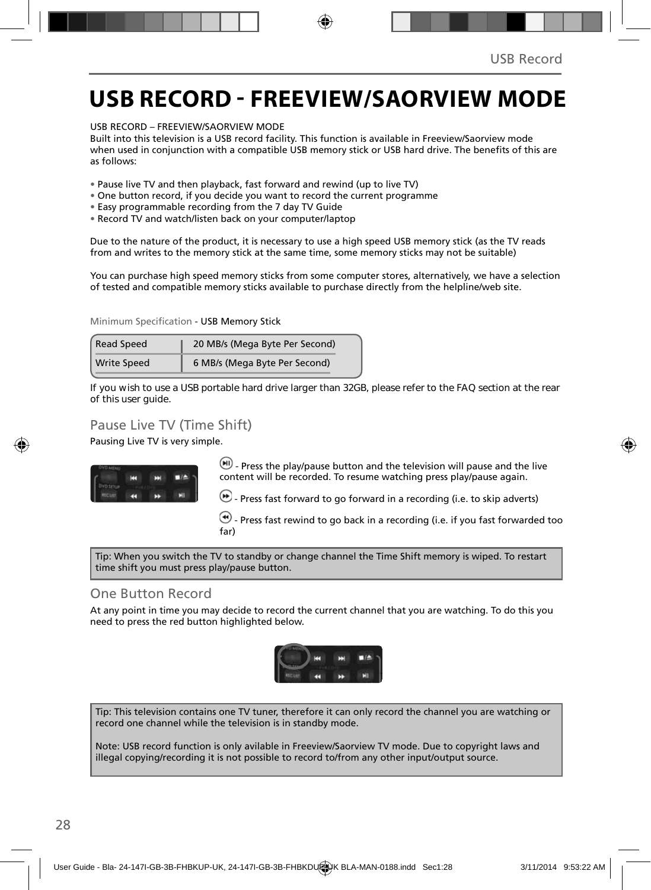# USB RECORD - FREEVIEW/SAORVIEW MODE

USB RECORD – FREEVIEW/SAORVIEW MODE
Built into this television is a USB record facility. This function is available in Freeview/Saorview mode when used in conjunction with a compatible USB memory stick or USB hard drive. The benefits of this are as follows:

- Pause live TV and then playback, fast forward and rewind (up to live TV)
- One button record, if you decide you want to record the current programme
- Easy programmable recording from the 7 day TV Guide
- Record TV and watch/listen back on your computer/laptop

Due to the nature of the product, it is necessary to use a high speed USB memory stick (as the TV reads from and writes to the memory stick at the same time, some memory sticks may not be suitable)

You can purchase high speed memory sticks from some computer stores, alternatively, we have a selection of tested and compatible memory sticks available to purchase directly from the helpline/web site.

Minimum Specification - USB Memory Stick

| Read Speed | 20 MB/s (Mega Byte Per Second) |
|---|---|
| Write Speed | 6 MB/s (Mega Byte Per Second) |

If you wish to use a USB portable hard drive larger than 32GB, please refer to the FAQ section at the rear of this user guide.

## Pause Live TV (Time Shift)

Pausing Live TV is very simple.

- Press the play/pause button and the television will pause and the live content will be recorded. To resume watching press play/pause again.

- Press fast forward to go forward in a recording (i.e. to skip adverts)

- Press fast rewind to go back in a recording (i.e. if you fast forwarded too far)

Tip: When you switch the TV to standby or change channel the Time Shift memory is wiped. To restart time shift you must press play/pause button.

## One Button Record

At any point in time you may decide to record the current channel that you are watching. To do this you need to press the red button highlighted below.

Tip: This television contains one TV tuner, therefore it can only record the channel you are watching or record one channel while the television is in standby mode.

Note: USB record function is only avilable in Freeview/Saorview TV mode. Due to copyright laws and illegal copying/recording it is not possible to record to/from any other input/output source.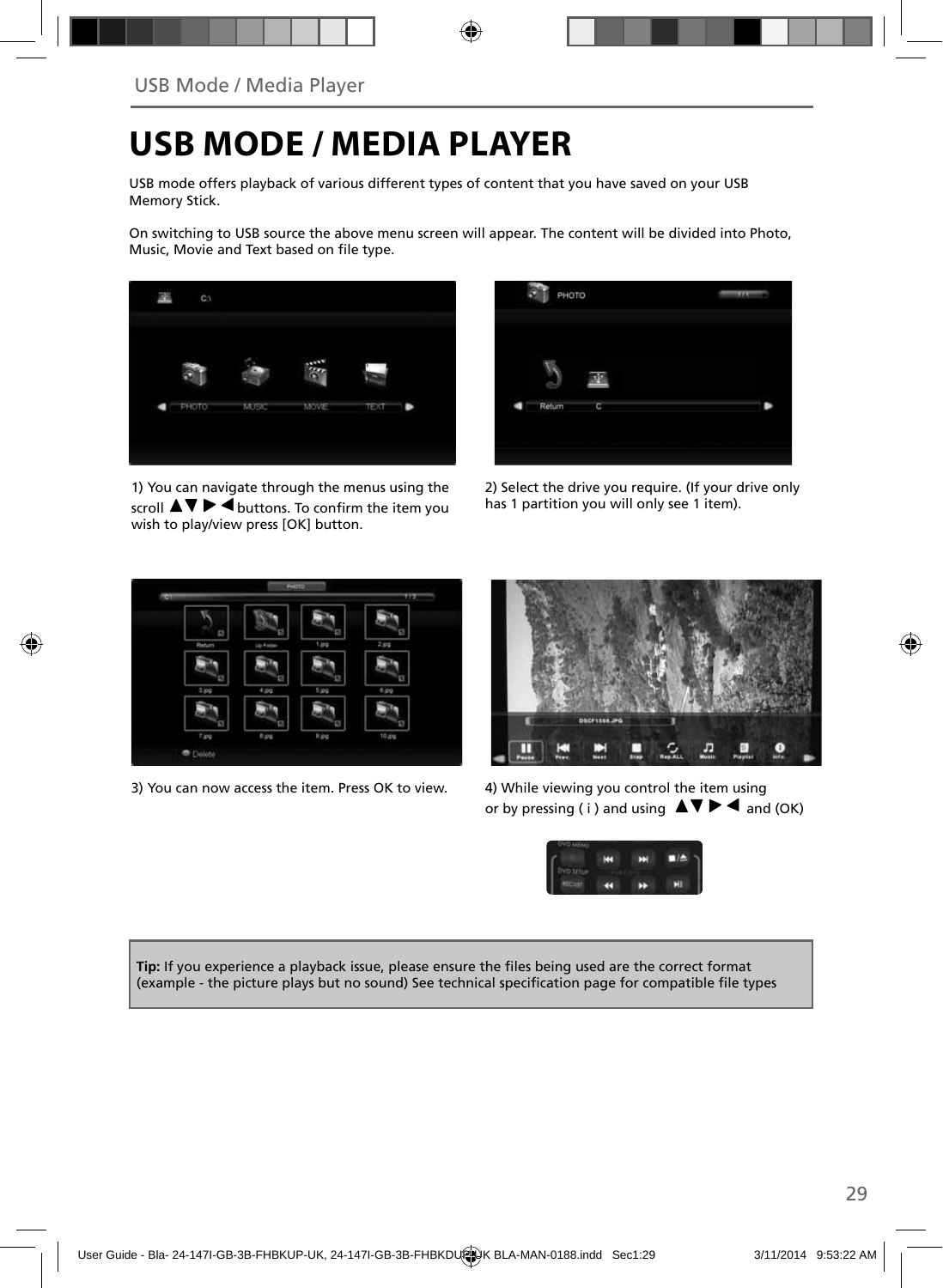# USB MODE / MEDIA PLAYER

USB mode offers playback of various different types of content that you have saved on your USB Memory Stick.

On switching to USB source the above menu screen will appear. The content will be divided into Photo, Music, Movie and Text based on file type.

1) You can navigate through the menus using the scroll ▲▼ ▶ ◀ buttons. To confirm the item you wish to play/view press [OK] button.

2) Select the drive you require. (If your drive only has 1 partition you will only see 1 item).

3) You can now access the item. Press OK to view.

4) While viewing you control the item using or by pressing ( i ) and using ▲▼ ▶ ◀ and (OK)

**Tip:** If you experience a playback issue, please ensure the files being used are the correct format (example - the picture plays but no sound) See technical specification page for compatible file types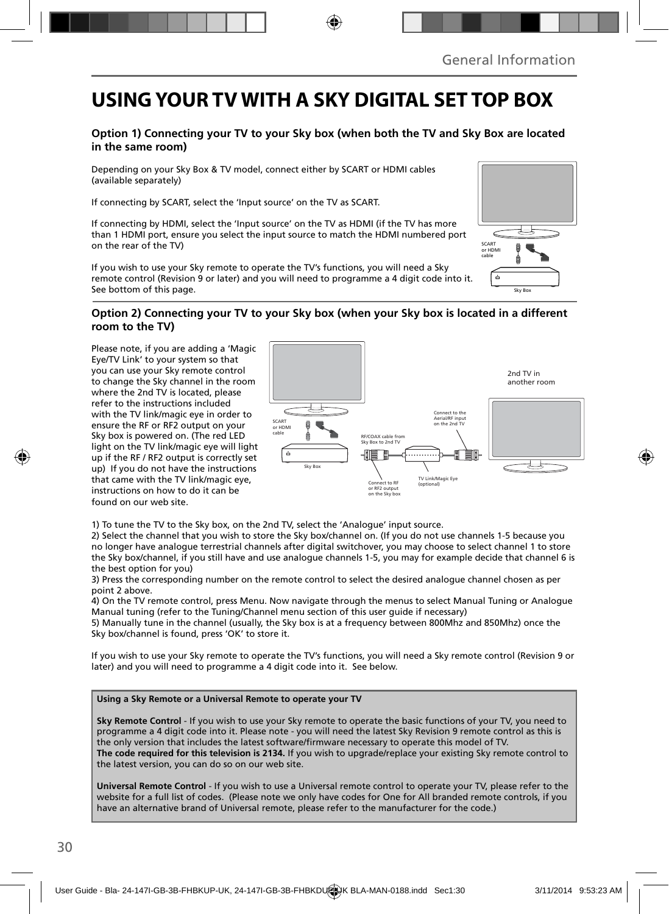# USING YOUR TV WITH A SKY DIGITAL SET TOP BOX

### Option 1) Connecting your TV to your Sky box (when both the TV and Sky Box are located in the same room)

Depending on your Sky Box & TV model, connect either by SCART or HDMI cables (available separately)

If connecting by SCART, select the 'Input source' on the TV as SCART.

If connecting by HDMI, select the 'Input source' on the TV as HDMI (if the TV has more than 1 HDMI port, ensure you select the input source to match the HDMI numbered port on the rear of the TV)

If you wish to use your Sky remote to operate the TV's functions, you will need a Sky remote control (Revision 9 or later) and you will need to programme a 4 digit code into it. See bottom of this page.

SCART or HDMI cable

Sky Box

### Option 2) Connecting your TV to your Sky box (when your Sky box is located in a different room to the TV)

Please note, if you are adding a 'Magic Eye/TV Link' to your system so that you can use your Sky remote control to change the Sky channel in the room where the 2nd TV is located, please refer to the instructions included with the TV link/magic eye in order to ensure the RF or RF2 output on your Sky box is powered on. (The red LED light on the TV link/magic eye will light up if the RF / RF2 output is correctly set up) If you do not have the instructions that came with the TV link/magic eye, instructions on how to do it can be found on our web site.

SCART or HDMI cable

Sky Box

RF/COAX cable from Sky Box to 2nd TV

Connect to the Aerial/RF input on the 2nd TV

2nd TV in another room

Connect to RF or RF2 output on the Sky box

TV Link/Magic Eye (optional)

1) To tune the TV to the Sky box, on the 2nd TV, select the 'Analogue' input source.
2) Select the channel that you wish to store the Sky box/channel on. (If you do not use channels 1-5 because you no longer have analogue terrestrial channels after digital switchover, you may choose to select channel 1 to store the Sky box/channel, if you still have and use analogue channels 1-5, you may for example decide that channel 6 is the best option for you)
3) Press the corresponding number on the remote control to select the desired analogue channel chosen as per point 2 above.
4) On the TV remote control, press Menu. Now navigate through the menus to select Manual Tuning or Analogue Manual tuning (refer to the Tuning/Channel menu section of this user guide if necessary)
5) Manually tune in the channel (usually, the Sky box is at a frequency between 800Mhz and 850Mhz) once the Sky box/channel is found, press 'OK' to store it.

If you wish to use your Sky remote to operate the TV's functions, you will need a Sky remote control (Revision 9 or later) and you will need to programme a 4 digit code into it. See below.

**Using a Sky Remote or a Universal Remote to operate your TV**

**Sky Remote Control** - If you wish to use your Sky remote to operate the basic functions of your TV, you need to programme a 4 digit code into it. Please note - you will need the latest Sky Revision 9 remote control as this is the only version that includes the latest software/firmware necessary to operate this model of TV.
**The code required for this television is 2134.** If you wish to upgrade/replace your existing Sky remote control to the latest version, you can do so on our web site.

**Universal Remote Control** - If you wish to use a Universal remote control to operate your TV, please refer to the website for a full list of codes. (Please note we only have codes for One for All branded remote controls, if you have an alternative brand of Universal remote, please refer to the manufacturer for the code.)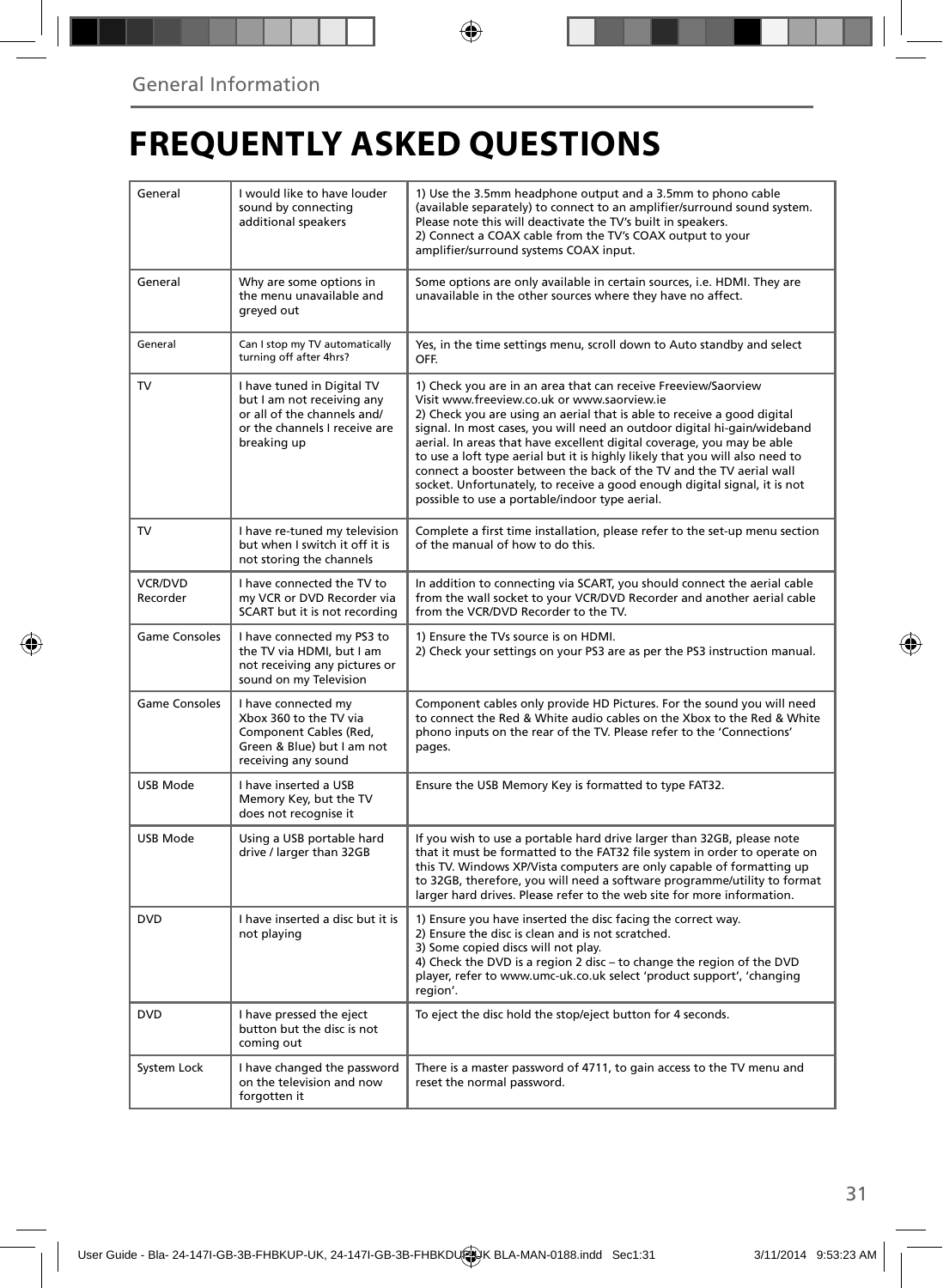General Information

# FREQUENTLY ASKED QUESTIONS

| | | |
|---|---|---|
| General | I would like to have louder sound by connecting additional speakers | 1) Use the 3.5mm headphone output and a 3.5mm to phono cable (available separately) to connect to an amplifier/surround sound system. Please note this will deactivate the TV's built in speakers.<br>2) Connect a COAX cable from the TV's COAX output to your amplifier/surround systems COAX input. |
| General | Why are some options in the menu unavailable and greyed out | Some options are only available in certain sources, i.e. HDMI. They are unavailable in the other sources where they have no affect. |
| General | Can I stop my TV automatically turning off after 4hrs? | Yes, in the time settings menu, scroll down to Auto standby and select OFF. |
| TV | I have tuned in Digital TV but I am not receiving any or all of the channels and/ or the channels I receive are breaking up | 1) Check you are in an area that can receive Freeview/Saorview Visit www.freeview.co.uk or www.saorview.ie<br>2) Check you are using an aerial that is able to receive a good digital signal. In most cases, you will need an outdoor digital hi-gain/wideband aerial. In areas that have excellent digital coverage, you may be able to use a loft type aerial but it is highly likely that you will also need to connect a booster between the back of the TV and the TV aerial wall socket. Unfortunately, to receive a good enough digital signal, it is not possible to use a portable/indoor type aerial. |
| TV | I have re-tuned my television but when I switch it off it is not storing the channels | Complete a first time installation, please refer to the set-up menu section of the manual of how to do this. |
| VCR/DVD Recorder | I have connected the TV to my VCR or DVD Recorder via SCART but it is not recording | In addition to connecting via SCART, you should connect the aerial cable from the wall socket to your VCR/DVD Recorder and another aerial cable from the VCR/DVD Recorder to the TV. |
| Game Consoles | I have connected my PS3 to the TV via HDMI, but I am not receiving any pictures or sound on my Television | 1) Ensure the TVs source is on HDMI.<br>2) Check your settings on your PS3 are as per the PS3 instruction manual. |
| Game Consoles | I have connected my Xbox 360 to the TV via Component Cables (Red, Green & Blue) but I am not receiving any sound | Component cables only provide HD Pictures. For the sound you will need to connect the Red & White audio cables on the Xbox to the Red & White phono inputs on the rear of the TV. Please refer to the 'Connections' pages. |
| USB Mode | I have inserted a USB Memory Key, but the TV does not recognise it | Ensure the USB Memory Key is formatted to type FAT32. |
| USB Mode | Using a USB portable hard drive / larger than 32GB | If you wish to use a portable hard drive larger than 32GB, please note that it must be formatted to the FAT32 file system in order to operate on this TV. Windows XP/Vista computers are only capable of formatting up to 32GB, therefore, you will need a software programme/utility to format larger hard drives. Please refer to the web site for more information. |
| DVD | I have inserted a disc but it is not playing | 1) Ensure you have inserted the disc facing the correct way.<br>2) Ensure the disc is clean and is not scratched.<br>3) Some copied discs will not play.<br>4) Check the DVD is a region 2 disc – to change the region of the DVD player, refer to www.umc-uk.co.uk select 'product support', 'changing region'. |
| DVD | I have pressed the eject button but the disc is not coming out | To eject the disc hold the stop/eject button for 4 seconds. |
| System Lock | I have changed the password on the television and now forgotten it | There is a master password of 4711, to gain access to the TV menu and reset the normal password. |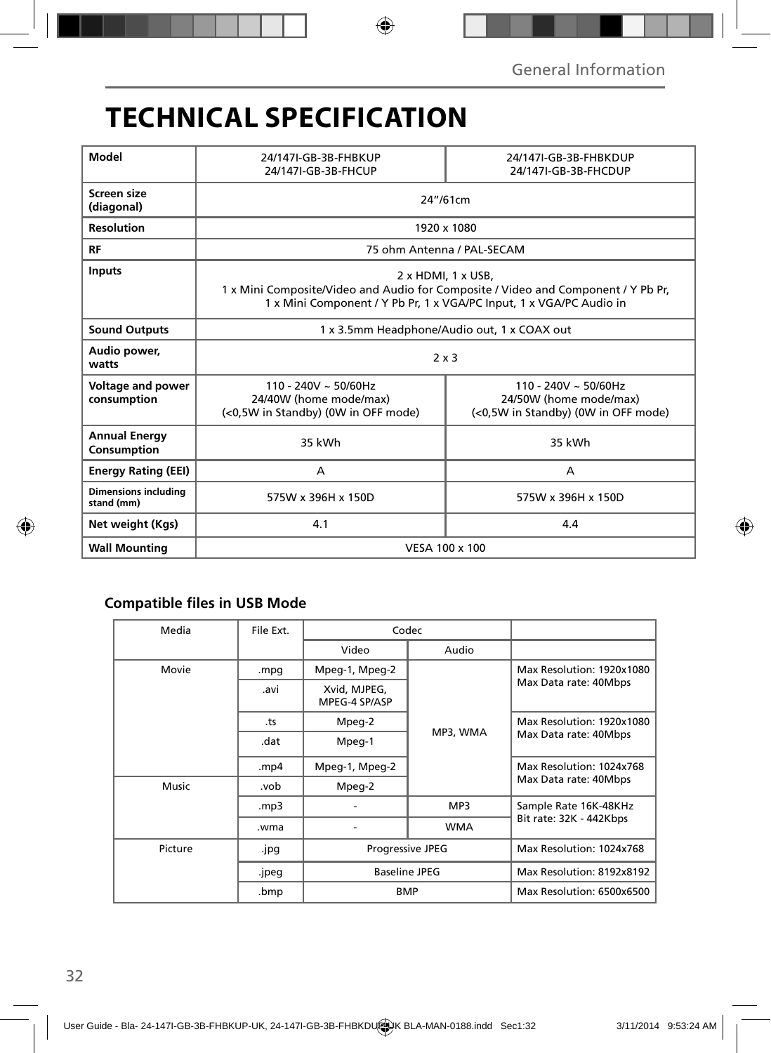General Information

# TECHNICAL SPECIFICATION

| Model | 24/147I-GB-3B-FHBKUP<br>24/147I-GB-3B-FHCUP | 24/147I-GB-3B-FHBKDUP<br>24/147I-GB-3B-FHCDUP |
|---|---|---|
| Screen size (diagonal) | 24"/61cm | |
| Resolution | 1920 x 1080 | |
| RF | 75 ohm Antenna / PAL-SECAM | |
| Inputs | 2 x HDMI, 1 x USB,<br>1 x Mini Composite/Video and Audio for Composite / Video and Component / Y Pb Pr,<br>1 x Mini Component / Y Pb Pr, 1 x VGA/PC Input, 1 x VGA/PC Audio in | |
| Sound Outputs | 1 x 3.5mm Headphone/Audio out, 1 x COAX out | |
| Audio power, watts | 2 x 3 | |
| Voltage and power consumption | 110 - 240V ~ 50/60Hz<br>24/40W (home mode/max)<br>(<0,5W in Standby) (0W in OFF mode) | 110 - 240V ~ 50/60Hz<br>24/50W (home mode/max)<br>(<0,5W in Standby) (0W in OFF mode) |
| Annual Energy Consumption | 35 kWh | 35 kWh |
| Energy Rating (EEI) | A | A |
| Dimensions including stand (mm) | 575W x 396H x 150D | 575W x 396H x 150D |
| Net weight (Kgs) | 4.1 | 4.4 |
| Wall Mounting | VESA 100 x 100 | |

### Compatible files in USB Mode

| Media | File Ext. | Codec | | |
|---|---|---|---|---|
| | | Video | Audio | |
| Movie | .mpg | Mpeg-1, Mpeg-2 | MP3, WMA | Max Resolution: 1920x1080<br>Max Data rate: 40Mbps |
| | .avi | Xvid, MJPEG, MPEG-4 SP/ASP | | |
| | .ts | Mpeg-2 | | Max Resolution: 1920x1080<br>Max Data rate: 40Mbps |
| | .dat | Mpeg-1 | | |
| | .mp4 | Mpeg-1, Mpeg-2 | | Max Resolution: 1024x768<br>Max Data rate: 40Mbps |
| Music | .vob | Mpeg-2 | | |
| | .mp3 | - | MP3 | Sample Rate 16K-48KHz<br>Bit rate: 32K - 442Kbps |
| | .wma | - | WMA | |
| Picture | .jpg | Progressive JPEG | | Max Resolution: 1024x768 |
| | .jpeg | Baseline JPEG | | Max Resolution: 8192x8192 |
| | .bmp | BMP | | Max Resolution: 6500x6500 |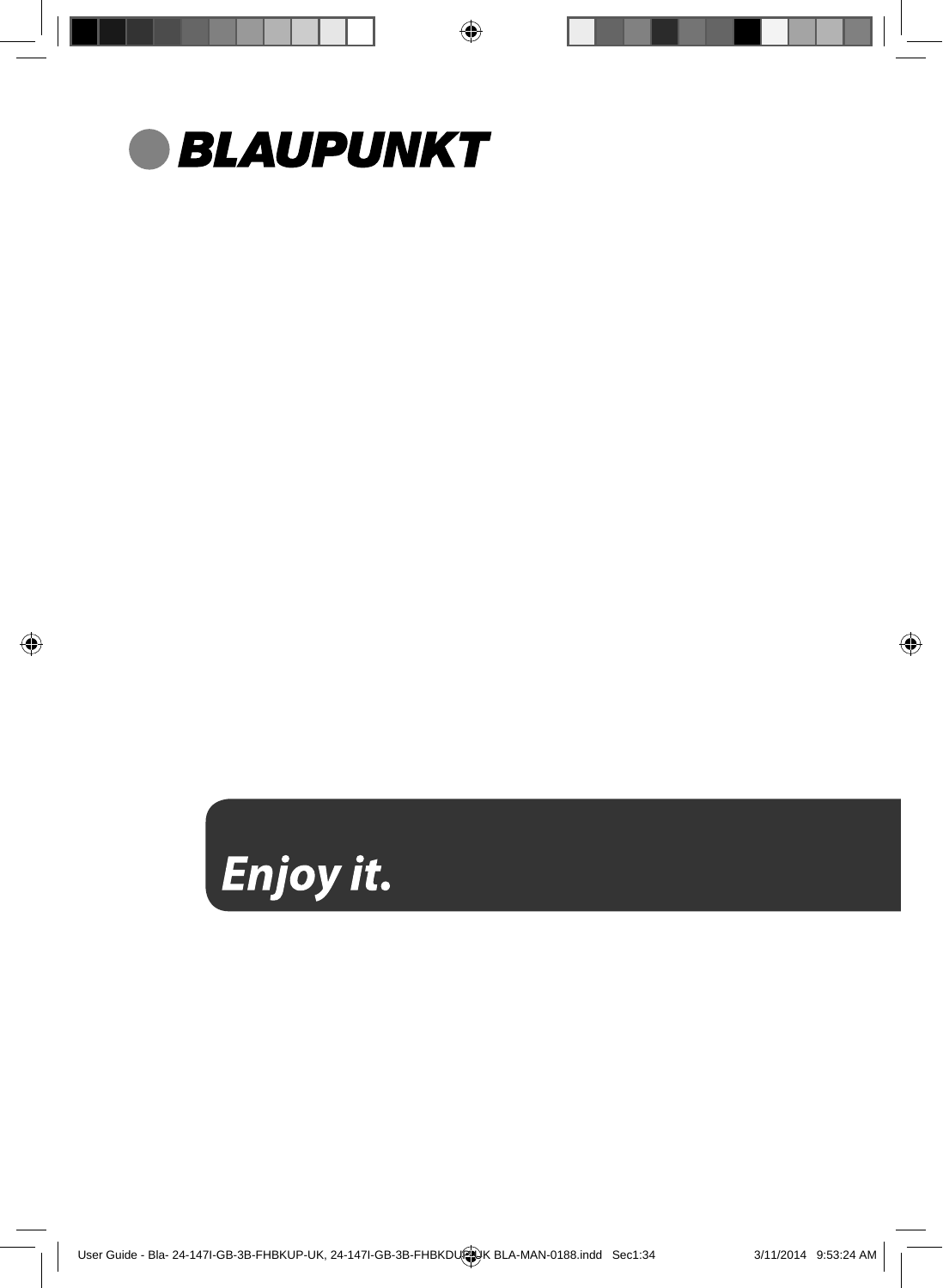BLAUPUNKT

*Enjoy it.*